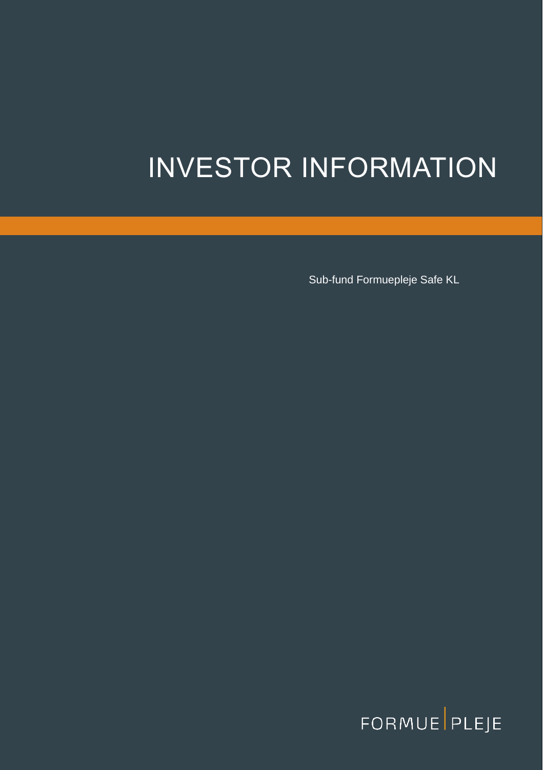# INVESTOR INFORMATION

Sub-fund Formuepleje Safe KL

FORMUE PLEJE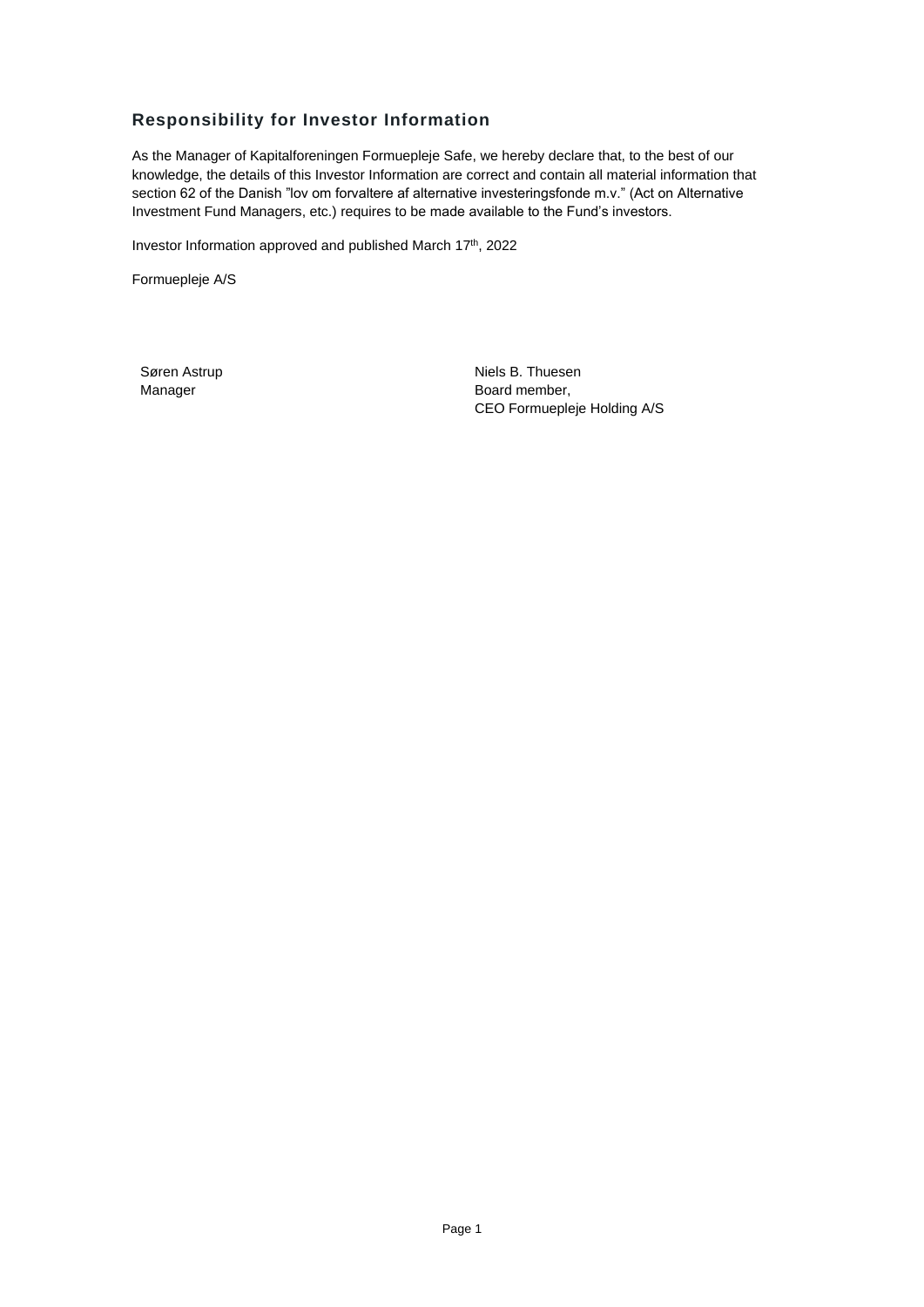## Responsibility for Investor Information

As the Manager of Kapitalforeningen Formuepleje Safe, we hereby declare that, to the best of our knowledge, the details of this Investor Information are correct and contain all material information that section 62 of the Danish ”lov om forvaltere af alternative investeringsfonde m.v.” (Act on Alternative Investment Fund Managers, etc.) requires to be made available to the Fund's investors.

Investor Information approved and published March 17th, 2022

Formuepleje A/S

Søren Astrup
Manager

Niels B. Thuesen
Board member,
CEO Formuepleje Holding A/S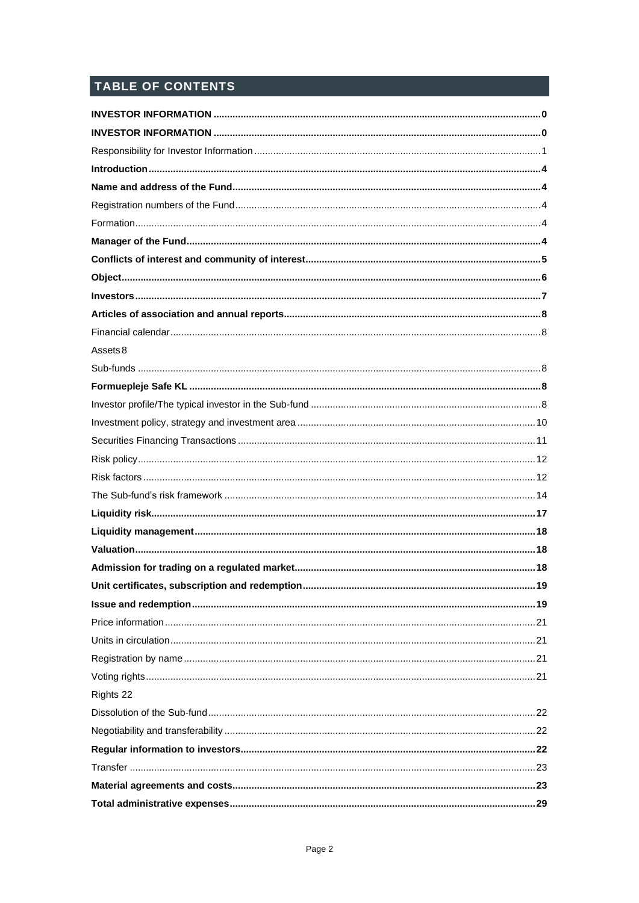# TABLE OF CONTENTS

**INVESTOR INFORMATION** ........ **0**

**INVESTOR INFORMATION** ........ **0**

Responsibility for Investor Information ........ 1

**Introduction** ........ **4**

**Name and address of the Fund** ........ **4**

Registration numbers of the Fund ........ 4

Formation ........ 4

**Manager of the Fund** ........ **4**

**Conflicts of interest and community of interest** ........ **5**

**Object** ........ **6**

**Investors** ........ **7**

**Articles of association and annual reports** ........ **8**

Financial calendar ........ 8

Assets 8

Sub-funds ........ 8

**Formuepleje Safe KL** ........ **8**

Investor profile/The typical investor in the Sub-fund ........ 8

Investment policy, strategy and investment area ........ 10

Securities Financing Transactions ........ 11

Risk policy ........ 12

Risk factors ........ 12

The Sub-fund's risk framework ........ 14

**Liquidity risk** ........ **17**

**Liquidity management** ........ **18**

**Valuation** ........ **18**

**Admission for trading on a regulated market** ........ **18**

**Unit certificates, subscription and redemption** ........ **19**

**Issue and redemption** ........ **19**

Price information ........ 21

Units in circulation ........ 21

Registration by name ........ 21

Voting rights ........ 21

Rights 22

Dissolution of the Sub-fund ........ 22

Negotiability and transferability ........ 22

**Regular information to investors** ........ **22**

Transfer ........ 23

**Material agreements and costs** ........ **23**

**Total administrative expenses** ........ **29**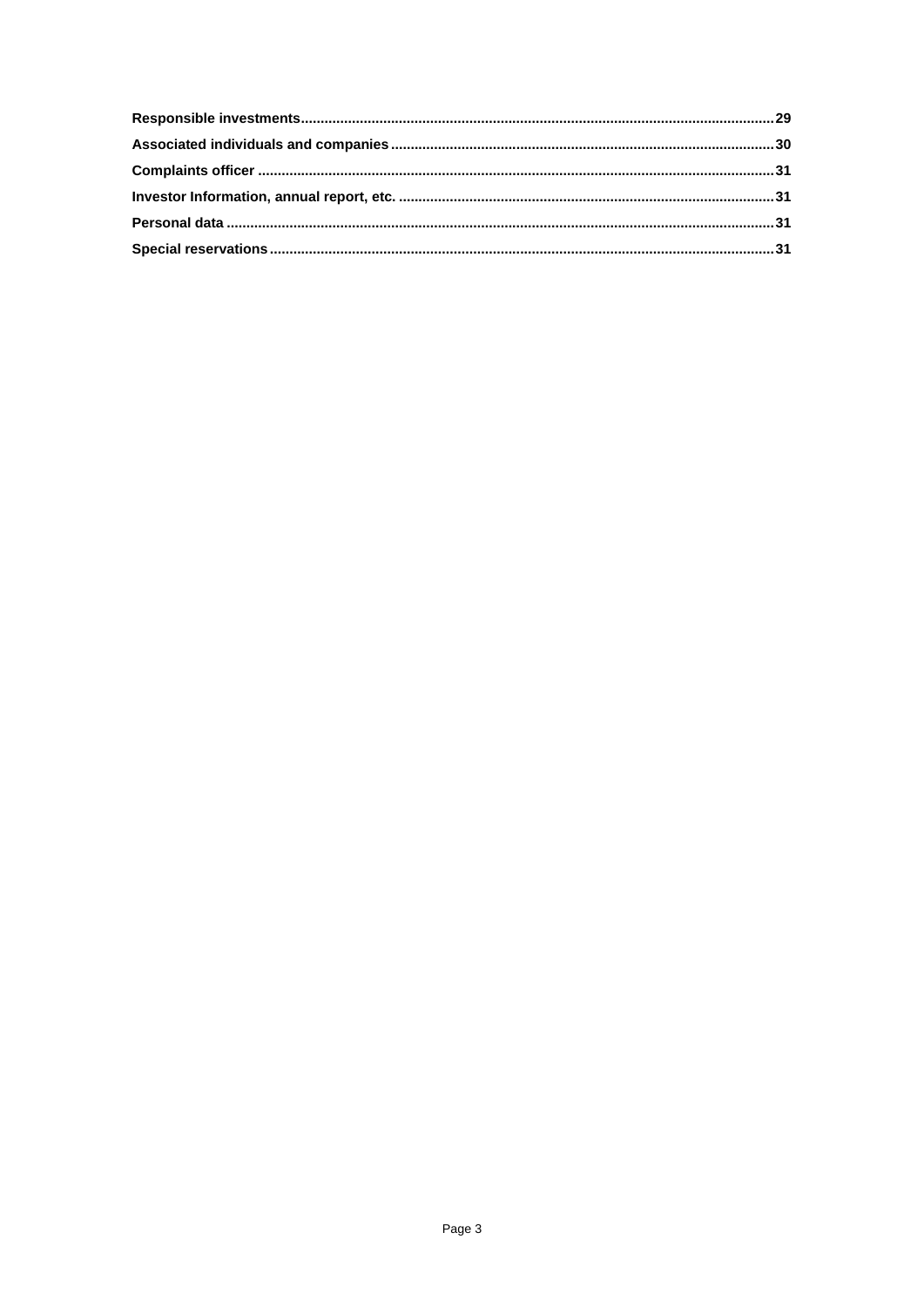**Responsible investments** .......... 29

**Associated individuals and companies** .......... 30

**Complaints officer** .......... 31

**Investor Information, annual report, etc.** .......... 31

**Personal data** .......... 31

**Special reservations** .......... 31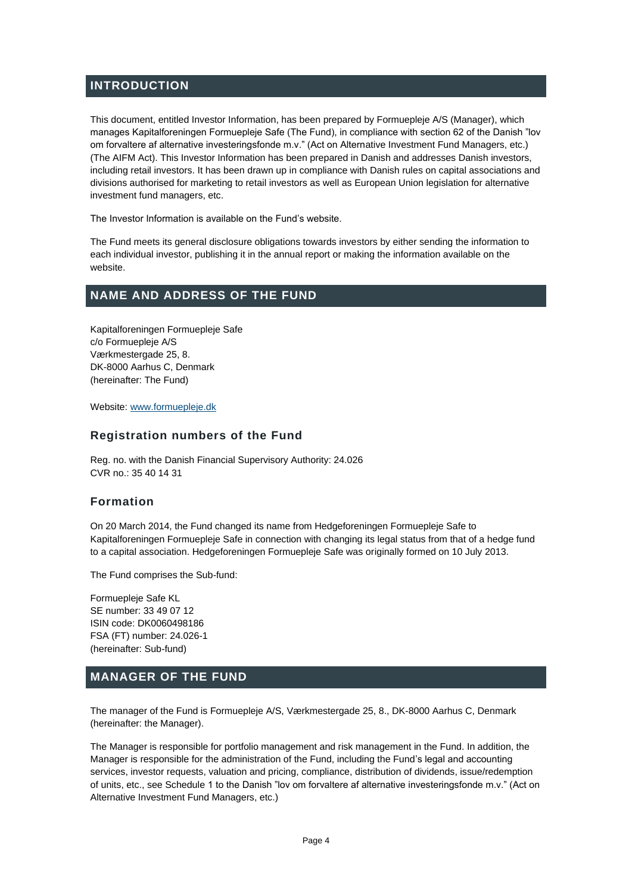## INTRODUCTION

This document, entitled Investor Information, has been prepared by Formuepleje A/S (Manager), which manages Kapitalforeningen Formuepleje Safe (The Fund), in compliance with section 62 of the Danish "lov om forvaltere af alternative investeringsfonde m.v." (Act on Alternative Investment Fund Managers, etc.) (The AIFM Act). This Investor Information has been prepared in Danish and addresses Danish investors, including retail investors. It has been drawn up in compliance with Danish rules on capital associations and divisions authorised for marketing to retail investors as well as European Union legislation for alternative investment fund managers, etc.

The Investor Information is available on the Fund's website.

The Fund meets its general disclosure obligations towards investors by either sending the information to each individual investor, publishing it in the annual report or making the information available on the website.

## NAME AND ADDRESS OF THE FUND

Kapitalforeningen Formuepleje Safe
c/o Formuepleje A/S
Værkmestergade 25, 8.
DK-8000 Aarhus C, Denmark
(hereinafter: The Fund)

Website: [www.formuepleje.dk](http://www.formuepleje.dk)

### Registration numbers of the Fund

Reg. no. with the Danish Financial Supervisory Authority: 24.026
CVR no.: 35 40 14 31

### Formation

On 20 March 2014, the Fund changed its name from Hedgeforeningen Formuepleje Safe to Kapitalforeningen Formuepleje Safe in connection with changing its legal status from that of a hedge fund to a capital association. Hedgeforeningen Formuepleje Safe was originally formed on 10 July 2013.

The Fund comprises the Sub-fund:

Formuepleje Safe KL
SE number: 33 49 07 12
ISIN code: DK0060498186
FSA (FT) number: 24.026-1
(hereinafter: Sub-fund)

## MANAGER OF THE FUND

The manager of the Fund is Formuepleje A/S, Værkmestergade 25, 8., DK-8000 Aarhus C, Denmark (hereinafter: the Manager).

The Manager is responsible for portfolio management and risk management in the Fund. In addition, the Manager is responsible for the administration of the Fund, including the Fund's legal and accounting services, investor requests, valuation and pricing, compliance, distribution of dividends, issue/redemption of units, etc., see Schedule 1 to the Danish "lov om forvaltere af alternative investeringsfonde m.v." (Act on Alternative Investment Fund Managers, etc.)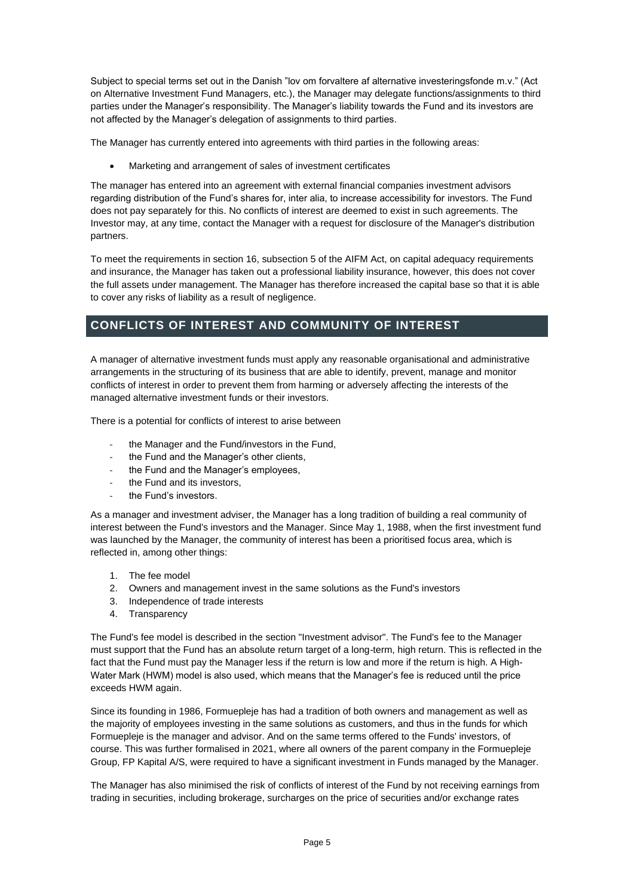Subject to special terms set out in the Danish "lov om forvaltere af alternative investeringsfonde m.v." (Act on Alternative Investment Fund Managers, etc.), the Manager may delegate functions/assignments to third parties under the Manager's responsibility. The Manager's liability towards the Fund and its investors are not affected by the Manager's delegation of assignments to third parties.

The Manager has currently entered into agreements with third parties in the following areas:

- Marketing and arrangement of sales of investment certificates

The manager has entered into an agreement with external financial companies investment advisors regarding distribution of the Fund's shares for, inter alia, to increase accessibility for investors. The Fund does not pay separately for this. No conflicts of interest are deemed to exist in such agreements. The Investor may, at any time, contact the Manager with a request for disclosure of the Manager's distribution partners.

To meet the requirements in section 16, subsection 5 of the AIFM Act, on capital adequacy requirements and insurance, the Manager has taken out a professional liability insurance, however, this does not cover the full assets under management. The Manager has therefore increased the capital base so that it is able to cover any risks of liability as a result of negligence.

## CONFLICTS OF INTEREST AND COMMUNITY OF INTEREST

A manager of alternative investment funds must apply any reasonable organisational and administrative arrangements in the structuring of its business that are able to identify, prevent, manage and monitor conflicts of interest in order to prevent them from harming or adversely affecting the interests of the managed alternative investment funds or their investors.

There is a potential for conflicts of interest to arise between

- the Manager and the Fund/investors in the Fund,
- the Fund and the Manager's other clients,
- the Fund and the Manager's employees,
- the Fund and its investors,
- the Fund's investors.

As a manager and investment adviser, the Manager has a long tradition of building a real community of interest between the Fund's investors and the Manager. Since May 1, 1988, when the first investment fund was launched by the Manager, the community of interest has been a prioritised focus area, which is reflected in, among other things:

1. The fee model
2. Owners and management invest in the same solutions as the Fund's investors
3. Independence of trade interests
4. Transparency

The Fund's fee model is described in the section "Investment advisor". The Fund's fee to the Manager must support that the Fund has an absolute return target of a long-term, high return. This is reflected in the fact that the Fund must pay the Manager less if the return is low and more if the return is high. A High-Water Mark (HWM) model is also used, which means that the Manager's fee is reduced until the price exceeds HWM again.

Since its founding in 1986, Formuepleje has had a tradition of both owners and management as well as the majority of employees investing in the same solutions as customers, and thus in the funds for which Formuepleje is the manager and advisor. And on the same terms offered to the Funds' investors, of course. This was further formalised in 2021, where all owners of the parent company in the Formuepleje Group, FP Kapital A/S, were required to have a significant investment in Funds managed by the Manager.

The Manager has also minimised the risk of conflicts of interest of the Fund by not receiving earnings from trading in securities, including brokerage, surcharges on the price of securities and/or exchange rates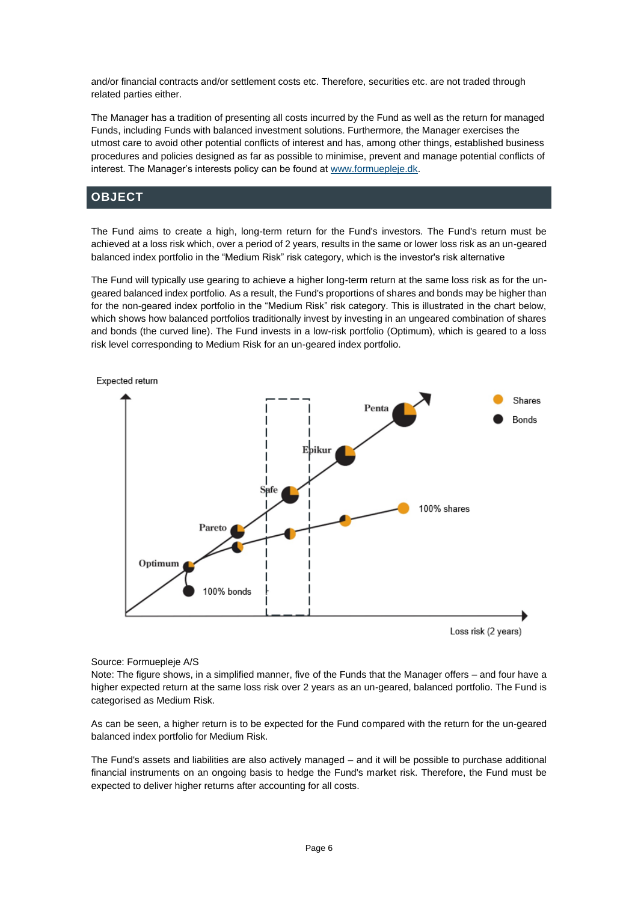and/or financial contracts and/or settlement costs etc. Therefore, securities etc. are not traded through related parties either.

The Manager has a tradition of presenting all costs incurred by the Fund as well as the return for managed Funds, including Funds with balanced investment solutions. Furthermore, the Manager exercises the utmost care to avoid other potential conflicts of interest and has, among other things, established business procedures and policies designed as far as possible to minimise, prevent and manage potential conflicts of interest. The Manager's interests policy can be found at [www.formuepleje.dk](http://www.formuepleje.dk).

## OBJECT

The Fund aims to create a high, long-term return for the Fund's investors. The Fund's return must be achieved at a loss risk which, over a period of 2 years, results in the same or lower loss risk as an un-geared balanced index portfolio in the "Medium Risk" risk category, which is the investor's risk alternative

The Fund will typically use gearing to achieve a higher long-term return at the same loss risk as for the un-geared balanced index portfolio. As a result, the Fund's proportions of shares and bonds may be higher than for the non-geared index portfolio in the "Medium Risk" risk category. This is illustrated in the chart below, which shows how balanced portfolios traditionally invest by investing in an ungeared combination of shares and bonds (the curved line). The Fund invests in a low-risk portfolio (Optimum), which is geared to a loss risk level corresponding to Medium Risk for an un-geared index portfolio.

Expected return

Penta, Epikur, Safe, Pareto, Optimum, 100% bonds, 100% shares

Shares, Bonds

Loss risk (2 years)

Source: Formuepleje A/S
Note: The figure shows, in a simplified manner, five of the Funds that the Manager offers – and four have a higher expected return at the same loss risk over 2 years as an un-geared, balanced portfolio. The Fund is categorised as Medium Risk.

As can be seen, a higher return is to be expected for the Fund compared with the return for the un-geared balanced index portfolio for Medium Risk.

The Fund's assets and liabilities are also actively managed – and it will be possible to purchase additional financial instruments on an ongoing basis to hedge the Fund's market risk. Therefore, the Fund must be expected to deliver higher returns after accounting for all costs.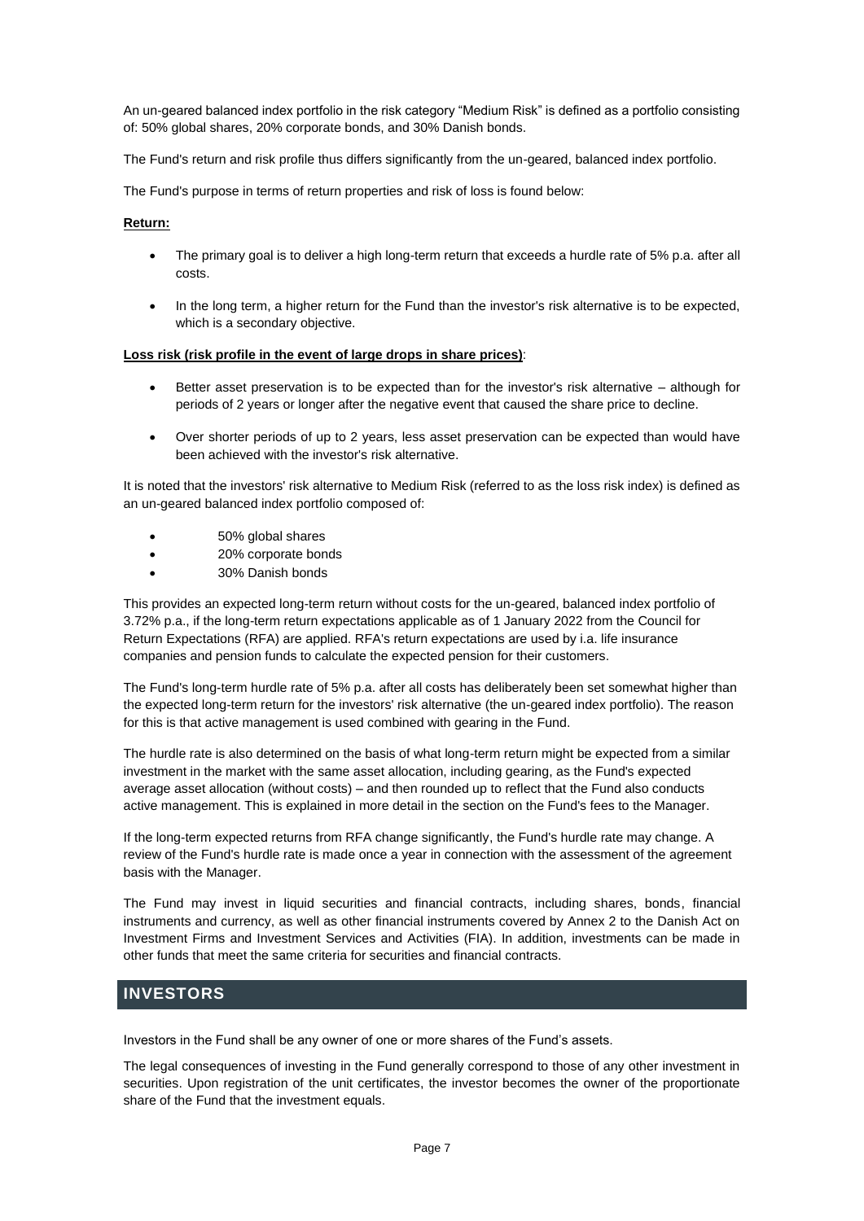An un-geared balanced index portfolio in the risk category "Medium Risk" is defined as a portfolio consisting of: 50% global shares, 20% corporate bonds, and 30% Danish bonds.

The Fund's return and risk profile thus differs significantly from the un-geared, balanced index portfolio.

The Fund's purpose in terms of return properties and risk of loss is found below:

**Return:**

- The primary goal is to deliver a high long-term return that exceeds a hurdle rate of 5% p.a. after all costs.
- In the long term, a higher return for the Fund than the investor's risk alternative is to be expected, which is a secondary objective.

**Loss risk (risk profile in the event of large drops in share prices)**:

- Better asset preservation is to be expected than for the investor's risk alternative – although for periods of 2 years or longer after the negative event that caused the share price to decline.
- Over shorter periods of up to 2 years, less asset preservation can be expected than would have been achieved with the investor's risk alternative.

It is noted that the investors' risk alternative to Medium Risk (referred to as the loss risk index) is defined as an un-geared balanced index portfolio composed of:

- 50% global shares
- 20% corporate bonds
- 30% Danish bonds

This provides an expected long-term return without costs for the un-geared, balanced index portfolio of 3.72% p.a., if the long-term return expectations applicable as of 1 January 2022 from the Council for Return Expectations (RFA) are applied. RFA's return expectations are used by i.a. life insurance companies and pension funds to calculate the expected pension for their customers.

The Fund's long-term hurdle rate of 5% p.a. after all costs has deliberately been set somewhat higher than the expected long-term return for the investors' risk alternative (the un-geared index portfolio). The reason for this is that active management is used combined with gearing in the Fund.

The hurdle rate is also determined on the basis of what long-term return might be expected from a similar investment in the market with the same asset allocation, including gearing, as the Fund's expected average asset allocation (without costs) – and then rounded up to reflect that the Fund also conducts active management. This is explained in more detail in the section on the Fund's fees to the Manager.

If the long-term expected returns from RFA change significantly, the Fund's hurdle rate may change. A review of the Fund's hurdle rate is made once a year in connection with the assessment of the agreement basis with the Manager.

The Fund may invest in liquid securities and financial contracts, including shares, bonds, financial instruments and currency, as well as other financial instruments covered by Annex 2 to the Danish Act on Investment Firms and Investment Services and Activities (FIA). In addition, investments can be made in other funds that meet the same criteria for securities and financial contracts.

## INVESTORS

Investors in the Fund shall be any owner of one or more shares of the Fund's assets.

The legal consequences of investing in the Fund generally correspond to those of any other investment in securities. Upon registration of the unit certificates, the investor becomes the owner of the proportionate share of the Fund that the investment equals.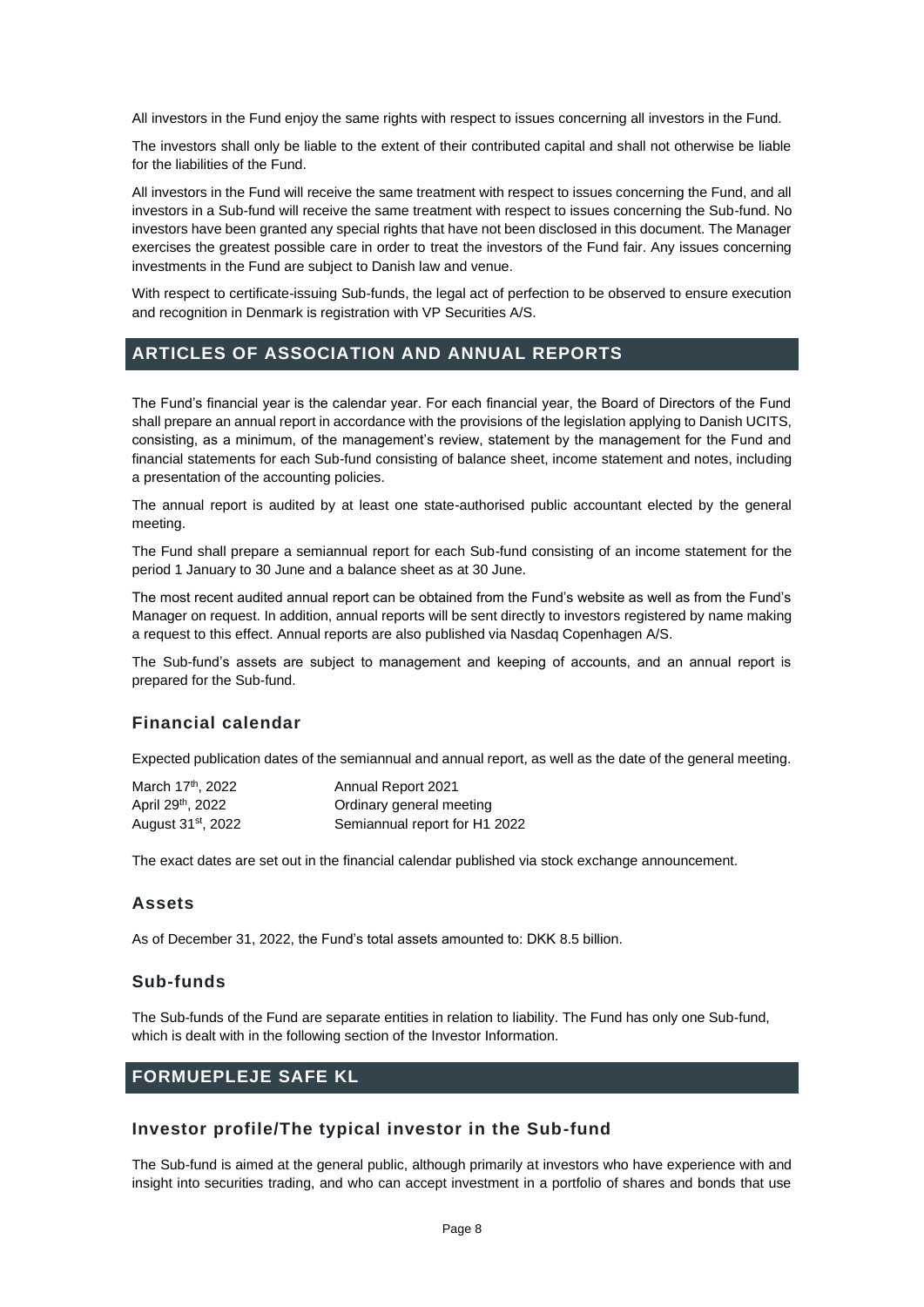All investors in the Fund enjoy the same rights with respect to issues concerning all investors in the Fund.

The investors shall only be liable to the extent of their contributed capital and shall not otherwise be liable for the liabilities of the Fund.

All investors in the Fund will receive the same treatment with respect to issues concerning the Fund, and all investors in a Sub-fund will receive the same treatment with respect to issues concerning the Sub-fund. No investors have been granted any special rights that have not been disclosed in this document. The Manager exercises the greatest possible care in order to treat the investors of the Fund fair. Any issues concerning investments in the Fund are subject to Danish law and venue.

With respect to certificate-issuing Sub-funds, the legal act of perfection to be observed to ensure execution and recognition in Denmark is registration with VP Securities A/S.

## ARTICLES OF ASSOCIATION AND ANNUAL REPORTS

The Fund's financial year is the calendar year. For each financial year, the Board of Directors of the Fund shall prepare an annual report in accordance with the provisions of the legislation applying to Danish UCITS, consisting, as a minimum, of the management's review, statement by the management for the Fund and financial statements for each Sub-fund consisting of balance sheet, income statement and notes, including a presentation of the accounting policies.

The annual report is audited by at least one state-authorised public accountant elected by the general meeting.

The Fund shall prepare a semiannual report for each Sub-fund consisting of an income statement for the period 1 January to 30 June and a balance sheet as at 30 June.

The most recent audited annual report can be obtained from the Fund's website as well as from the Fund's Manager on request. In addition, annual reports will be sent directly to investors registered by name making a request to this effect. Annual reports are also published via Nasdaq Copenhagen A/S.

The Sub-fund's assets are subject to management and keeping of accounts, and an annual report is prepared for the Sub-fund.

### Financial calendar

Expected publication dates of the semiannual and annual report, as well as the date of the general meeting.

| | |
|---|---|
| March 17th, 2022 | Annual Report 2021 |
| April 29th, 2022 | Ordinary general meeting |
| August 31st, 2022 | Semiannual report for H1 2022 |

The exact dates are set out in the financial calendar published via stock exchange announcement.

### Assets

As of December 31, 2022, the Fund's total assets amounted to: DKK 8.5 billion.

### Sub-funds

The Sub-funds of the Fund are separate entities in relation to liability. The Fund has only one Sub-fund, which is dealt with in the following section of the Investor Information.

## FORMUEPLEJE SAFE KL

### Investor profile/The typical investor in the Sub-fund

The Sub-fund is aimed at the general public, although primarily at investors who have experience with and insight into securities trading, and who can accept investment in a portfolio of shares and bonds that use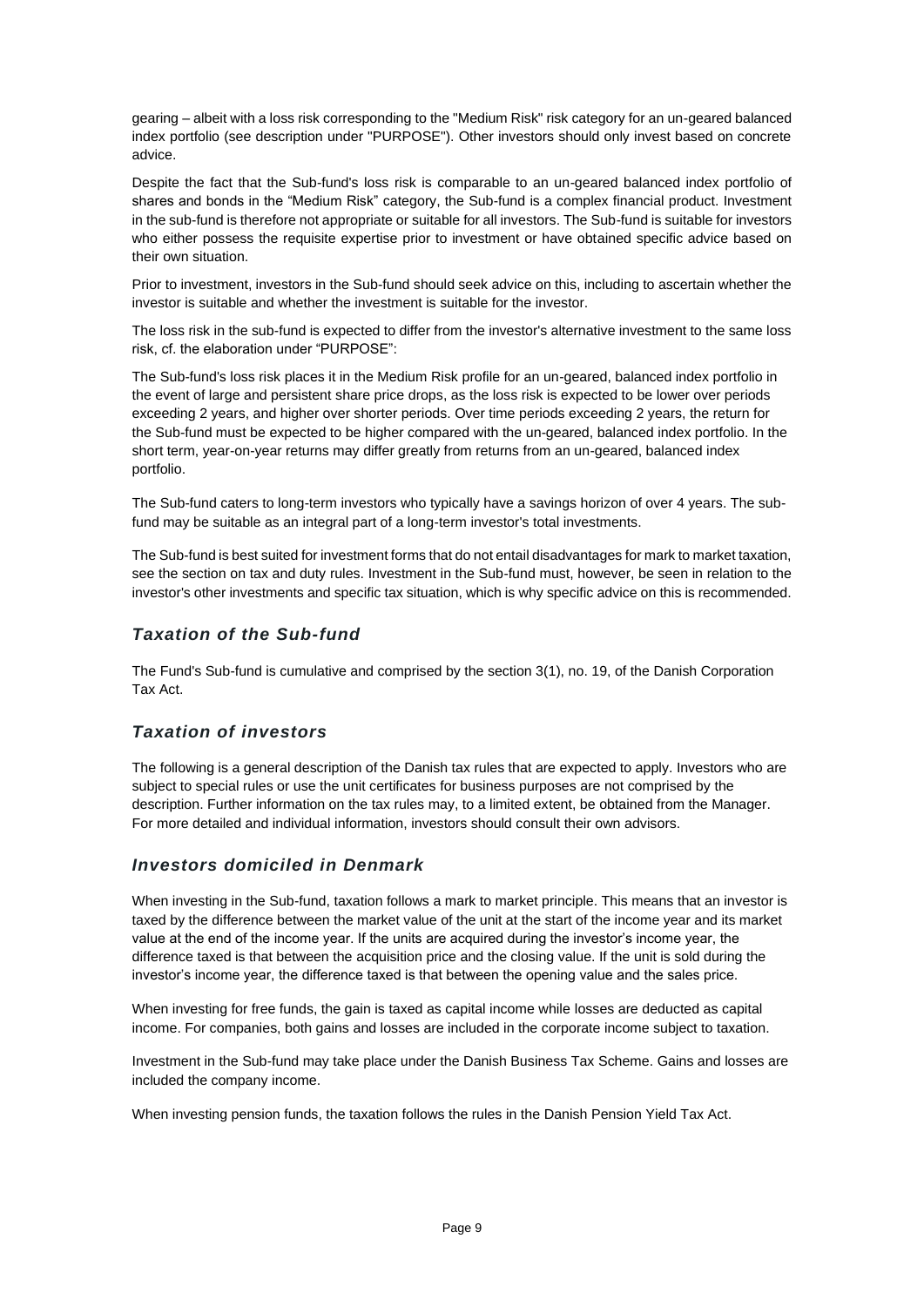gearing – albeit with a loss risk corresponding to the "Medium Risk" risk category for an un-geared balanced index portfolio (see description under "PURPOSE"). Other investors should only invest based on concrete advice.

Despite the fact that the Sub-fund's loss risk is comparable to an un-geared balanced index portfolio of shares and bonds in the "Medium Risk" category, the Sub-fund is a complex financial product. Investment in the sub-fund is therefore not appropriate or suitable for all investors. The Sub-fund is suitable for investors who either possess the requisite expertise prior to investment or have obtained specific advice based on their own situation.

Prior to investment, investors in the Sub-fund should seek advice on this, including to ascertain whether the investor is suitable and whether the investment is suitable for the investor.

The loss risk in the sub-fund is expected to differ from the investor's alternative investment to the same loss risk, cf. the elaboration under "PURPOSE":

The Sub-fund's loss risk places it in the Medium Risk profile for an un-geared, balanced index portfolio in the event of large and persistent share price drops, as the loss risk is expected to be lower over periods exceeding 2 years, and higher over shorter periods. Over time periods exceeding 2 years, the return for the Sub-fund must be expected to be higher compared with the un-geared, balanced index portfolio. In the short term, year-on-year returns may differ greatly from returns from an un-geared, balanced index portfolio.

The Sub-fund caters to long-term investors who typically have a savings horizon of over 4 years. The sub-fund may be suitable as an integral part of a long-term investor's total investments.

The Sub-fund is best suited for investment forms that do not entail disadvantages for mark to market taxation, see the section on tax and duty rules. Investment in the Sub-fund must, however, be seen in relation to the investor's other investments and specific tax situation, which is why specific advice on this is recommended.

## *Taxation of the Sub-fund*

The Fund's Sub-fund is cumulative and comprised by the section 3(1), no. 19, of the Danish Corporation Tax Act.

## *Taxation of investors*

The following is a general description of the Danish tax rules that are expected to apply. Investors who are subject to special rules or use the unit certificates for business purposes are not comprised by the description. Further information on the tax rules may, to a limited extent, be obtained from the Manager. For more detailed and individual information, investors should consult their own advisors.

## *Investors domiciled in Denmark*

When investing in the Sub-fund, taxation follows a mark to market principle. This means that an investor is taxed by the difference between the market value of the unit at the start of the income year and its market value at the end of the income year. If the units are acquired during the investor's income year, the difference taxed is that between the acquisition price and the closing value. If the unit is sold during the investor's income year, the difference taxed is that between the opening value and the sales price.

When investing for free funds, the gain is taxed as capital income while losses are deducted as capital income. For companies, both gains and losses are included in the corporate income subject to taxation.

Investment in the Sub-fund may take place under the Danish Business Tax Scheme. Gains and losses are included the company income.

When investing pension funds, the taxation follows the rules in the Danish Pension Yield Tax Act.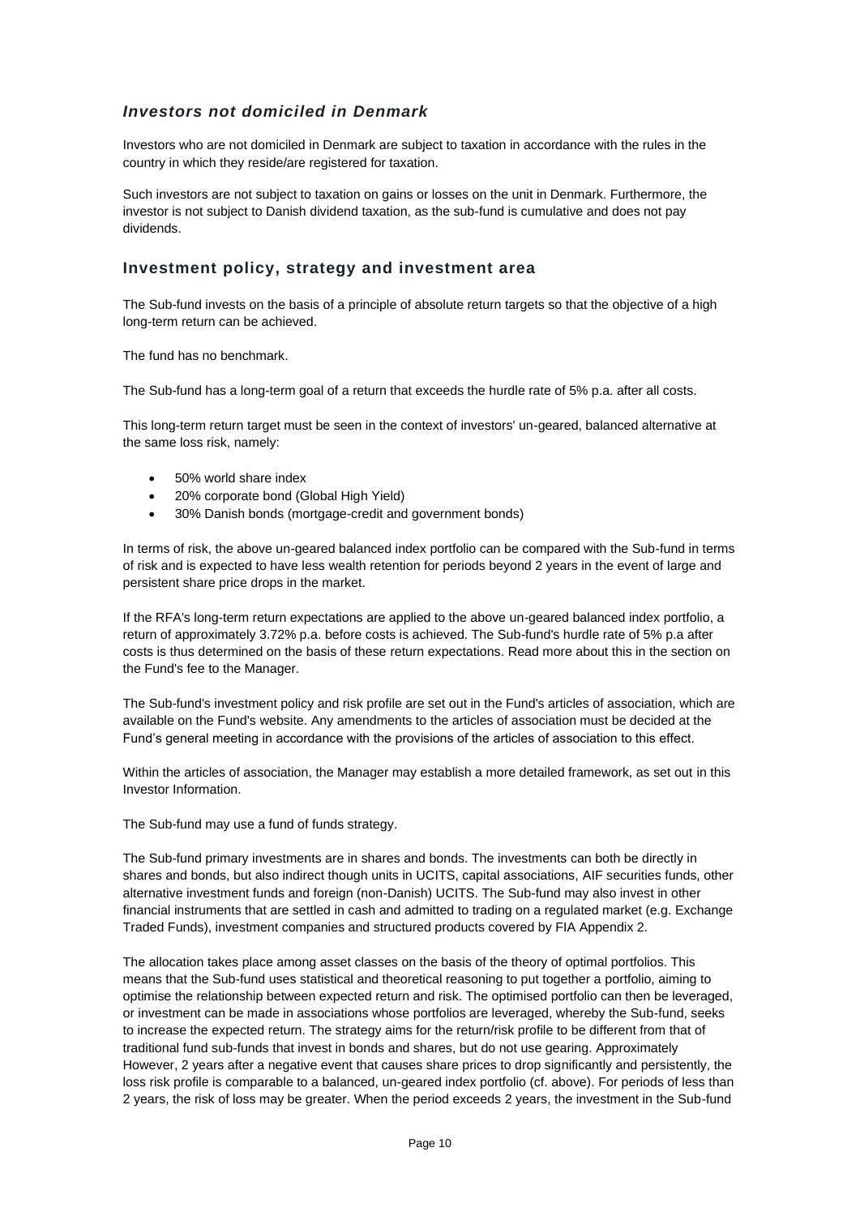### *Investors not domiciled in Denmark*

Investors who are not domiciled in Denmark are subject to taxation in accordance with the rules in the country in which they reside/are registered for taxation.

Such investors are not subject to taxation on gains or losses on the unit in Denmark. Furthermore, the investor is not subject to Danish dividend taxation, as the sub-fund is cumulative and does not pay dividends.

## Investment policy, strategy and investment area

The Sub-fund invests on the basis of a principle of absolute return targets so that the objective of a high long-term return can be achieved.

The fund has no benchmark.

The Sub-fund has a long-term goal of a return that exceeds the hurdle rate of 5% p.a. after all costs.

This long-term return target must be seen in the context of investors' un-geared, balanced alternative at the same loss risk, namely:

- 50% world share index
- 20% corporate bond (Global High Yield)
- 30% Danish bonds (mortgage-credit and government bonds)

In terms of risk, the above un-geared balanced index portfolio can be compared with the Sub-fund in terms of risk and is expected to have less wealth retention for periods beyond 2 years in the event of large and persistent share price drops in the market.

If the RFA's long-term return expectations are applied to the above un-geared balanced index portfolio, a return of approximately 3.72% p.a. before costs is achieved. The Sub-fund's hurdle rate of 5% p.a after costs is thus determined on the basis of these return expectations. Read more about this in the section on the Fund's fee to the Manager.

The Sub-fund's investment policy and risk profile are set out in the Fund's articles of association, which are available on the Fund's website. Any amendments to the articles of association must be decided at the Fund's general meeting in accordance with the provisions of the articles of association to this effect.

Within the articles of association, the Manager may establish a more detailed framework, as set out in this Investor Information.

The Sub-fund may use a fund of funds strategy.

The Sub-fund primary investments are in shares and bonds. The investments can both be directly in shares and bonds, but also indirect though units in UCITS, capital associations, AIF securities funds, other alternative investment funds and foreign (non-Danish) UCITS. The Sub-fund may also invest in other financial instruments that are settled in cash and admitted to trading on a regulated market (e.g. Exchange Traded Funds), investment companies and structured products covered by FIA Appendix 2.

The allocation takes place among asset classes on the basis of the theory of optimal portfolios. This means that the Sub-fund uses statistical and theoretical reasoning to put together a portfolio, aiming to optimise the relationship between expected return and risk. The optimised portfolio can then be leveraged, or investment can be made in associations whose portfolios are leveraged, whereby the Sub-fund, seeks to increase the expected return. The strategy aims for the return/risk profile to be different from that of traditional fund sub-funds that invest in bonds and shares, but do not use gearing. Approximately However, 2 years after a negative event that causes share prices to drop significantly and persistently, the loss risk profile is comparable to a balanced, un-geared index portfolio (cf. above). For periods of less than 2 years, the risk of loss may be greater. When the period exceeds 2 years, the investment in the Sub-fund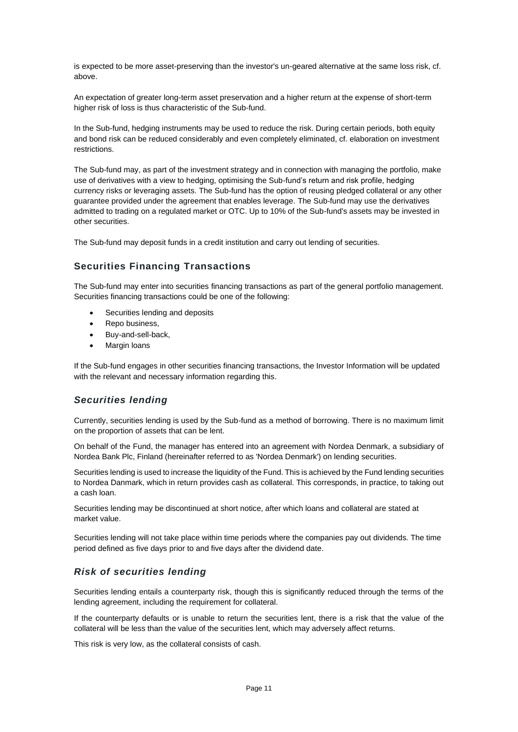is expected to be more asset-preserving than the investor's un-geared alternative at the same loss risk, cf. above.

An expectation of greater long-term asset preservation and a higher return at the expense of short-term higher risk of loss is thus characteristic of the Sub-fund.

In the Sub-fund, hedging instruments may be used to reduce the risk. During certain periods, both equity and bond risk can be reduced considerably and even completely eliminated, cf. elaboration on investment restrictions.

The Sub-fund may, as part of the investment strategy and in connection with managing the portfolio, make use of derivatives with a view to hedging, optimising the Sub-fund's return and risk profile, hedging currency risks or leveraging assets. The Sub-fund has the option of reusing pledged collateral or any other guarantee provided under the agreement that enables leverage. The Sub-fund may use the derivatives admitted to trading on a regulated market or OTC. Up to 10% of the Sub-fund's assets may be invested in other securities.

The Sub-fund may deposit funds in a credit institution and carry out lending of securities.

## Securities Financing Transactions

The Sub-fund may enter into securities financing transactions as part of the general portfolio management. Securities financing transactions could be one of the following:

- Securities lending and deposits
- Repo business,
- Buy-and-sell-back,
- Margin loans

If the Sub-fund engages in other securities financing transactions, the Investor Information will be updated with the relevant and necessary information regarding this.

### *Securities lending*

Currently, securities lending is used by the Sub-fund as a method of borrowing. There is no maximum limit on the proportion of assets that can be lent.

On behalf of the Fund, the manager has entered into an agreement with Nordea Denmark, a subsidiary of Nordea Bank Plc, Finland (hereinafter referred to as 'Nordea Denmark') on lending securities.

Securities lending is used to increase the liquidity of the Fund. This is achieved by the Fund lending securities to Nordea Danmark, which in return provides cash as collateral. This corresponds, in practice, to taking out a cash loan.

Securities lending may be discontinued at short notice, after which loans and collateral are stated at market value.

Securities lending will not take place within time periods where the companies pay out dividends. The time period defined as five days prior to and five days after the dividend date.

### *Risk of securities lending*

Securities lending entails a counterparty risk, though this is significantly reduced through the terms of the lending agreement, including the requirement for collateral.

If the counterparty defaults or is unable to return the securities lent, there is a risk that the value of the collateral will be less than the value of the securities lent, which may adversely affect returns.

This risk is very low, as the collateral consists of cash.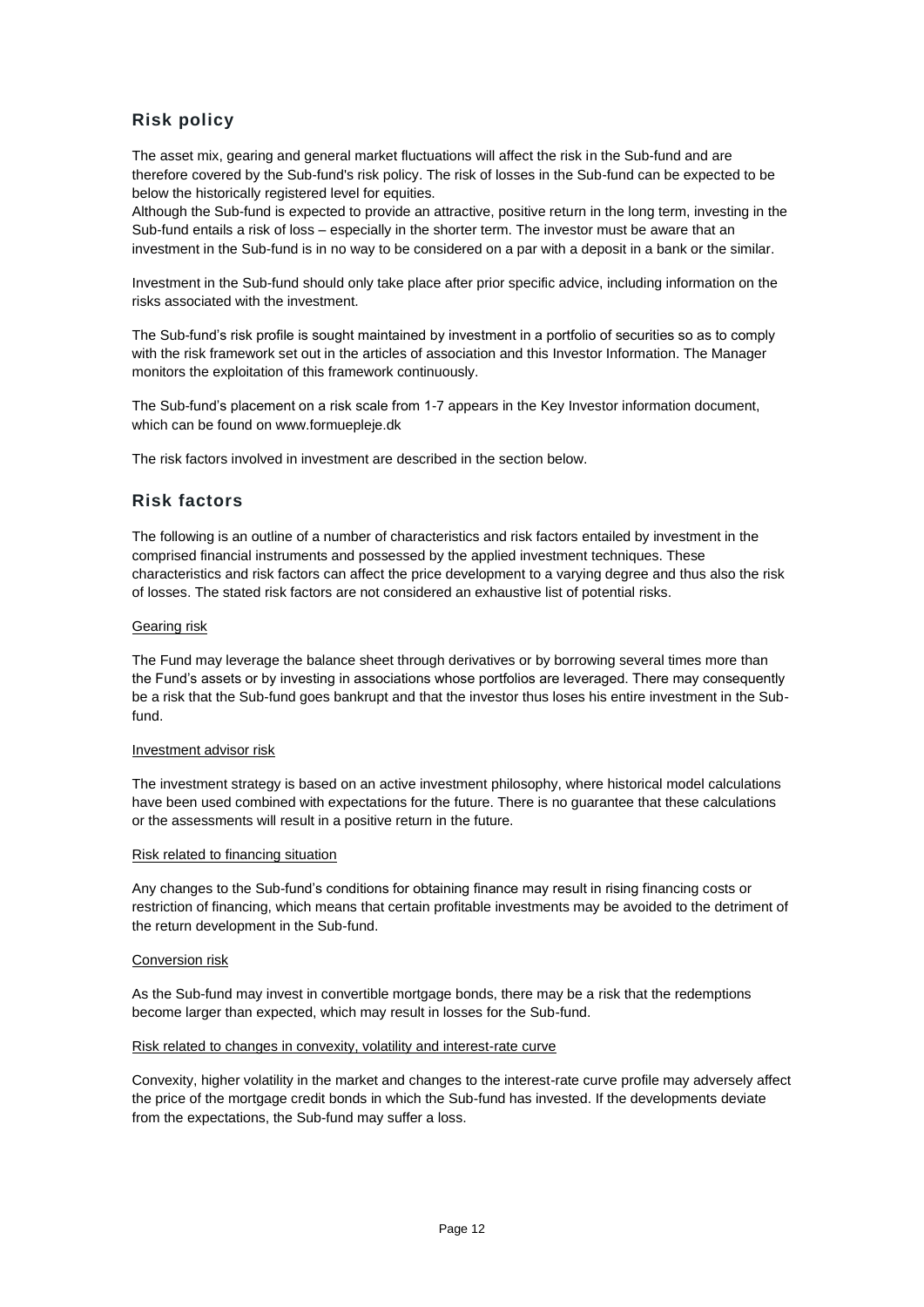## Risk policy

The asset mix, gearing and general market fluctuations will affect the risk in the Sub-fund and are therefore covered by the Sub-fund's risk policy. The risk of losses in the Sub-fund can be expected to be below the historically registered level for equities.
Although the Sub-fund is expected to provide an attractive, positive return in the long term, investing in the Sub-fund entails a risk of loss – especially in the shorter term. The investor must be aware that an investment in the Sub-fund is in no way to be considered on a par with a deposit in a bank or the similar.

Investment in the Sub-fund should only take place after prior specific advice, including information on the risks associated with the investment.

The Sub-fund's risk profile is sought maintained by investment in a portfolio of securities so as to comply with the risk framework set out in the articles of association and this Investor Information. The Manager monitors the exploitation of this framework continuously.

The Sub-fund's placement on a risk scale from 1-7 appears in the Key Investor information document, which can be found on www.formuepleje.dk

The risk factors involved in investment are described in the section below.

## Risk factors

The following is an outline of a number of characteristics and risk factors entailed by investment in the comprised financial instruments and possessed by the applied investment techniques. These characteristics and risk factors can affect the price development to a varying degree and thus also the risk of losses. The stated risk factors are not considered an exhaustive list of potential risks.

Gearing risk

The Fund may leverage the balance sheet through derivatives or by borrowing several times more than the Fund's assets or by investing in associations whose portfolios are leveraged. There may consequently be a risk that the Sub-fund goes bankrupt and that the investor thus loses his entire investment in the Sub-fund.

Investment advisor risk

The investment strategy is based on an active investment philosophy, where historical model calculations have been used combined with expectations for the future. There is no guarantee that these calculations or the assessments will result in a positive return in the future.

Risk related to financing situation

Any changes to the Sub-fund's conditions for obtaining finance may result in rising financing costs or restriction of financing, which means that certain profitable investments may be avoided to the detriment of the return development in the Sub-fund.

Conversion risk

As the Sub-fund may invest in convertible mortgage bonds, there may be a risk that the redemptions become larger than expected, which may result in losses for the Sub-fund.

Risk related to changes in convexity, volatility and interest-rate curve

Convexity, higher volatility in the market and changes to the interest-rate curve profile may adversely affect the price of the mortgage credit bonds in which the Sub-fund has invested. If the developments deviate from the expectations, the Sub-fund may suffer a loss.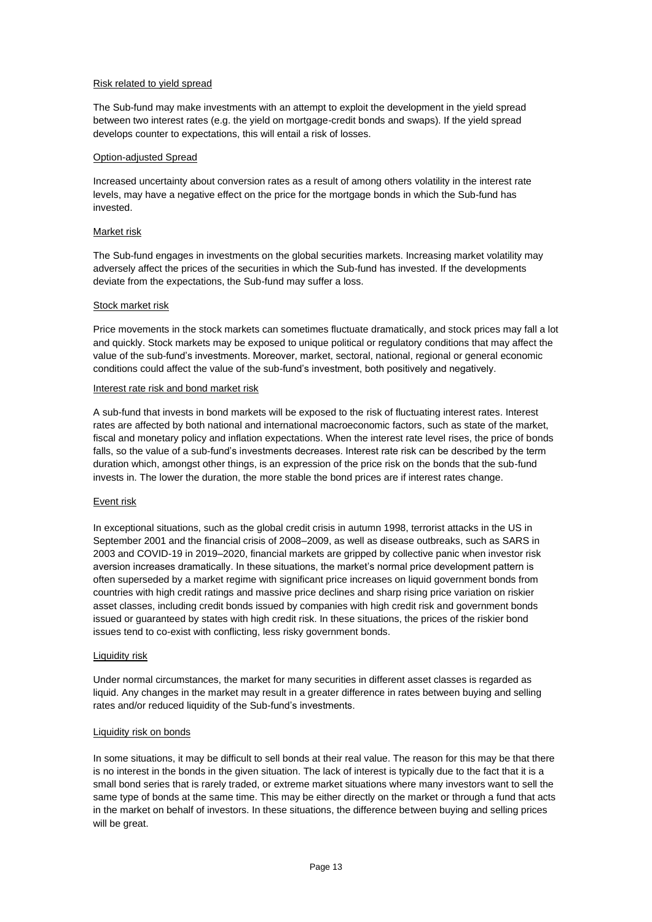Risk related to yield spread

The Sub-fund may make investments with an attempt to exploit the development in the yield spread between two interest rates (e.g. the yield on mortgage-credit bonds and swaps). If the yield spread develops counter to expectations, this will entail a risk of losses.

Option-adjusted Spread

Increased uncertainty about conversion rates as a result of among others volatility in the interest rate levels, may have a negative effect on the price for the mortgage bonds in which the Sub-fund has invested.

Market risk

The Sub-fund engages in investments on the global securities markets. Increasing market volatility may adversely affect the prices of the securities in which the Sub-fund has invested. If the developments deviate from the expectations, the Sub-fund may suffer a loss.

Stock market risk

Price movements in the stock markets can sometimes fluctuate dramatically, and stock prices may fall a lot and quickly. Stock markets may be exposed to unique political or regulatory conditions that may affect the value of the sub-fund's investments. Moreover, market, sectoral, national, regional or general economic conditions could affect the value of the sub-fund's investment, both positively and negatively.

Interest rate risk and bond market risk

A sub-fund that invests in bond markets will be exposed to the risk of fluctuating interest rates. Interest rates are affected by both national and international macroeconomic factors, such as state of the market, fiscal and monetary policy and inflation expectations. When the interest rate level rises, the price of bonds falls, so the value of a sub-fund's investments decreases. Interest rate risk can be described by the term duration which, amongst other things, is an expression of the price risk on the bonds that the sub-fund invests in. The lower the duration, the more stable the bond prices are if interest rates change.

Event risk

In exceptional situations, such as the global credit crisis in autumn 1998, terrorist attacks in the US in September 2001 and the financial crisis of 2008–2009, as well as disease outbreaks, such as SARS in 2003 and COVID-19 in 2019–2020, financial markets are gripped by collective panic when investor risk aversion increases dramatically. In these situations, the market's normal price development pattern is often superseded by a market regime with significant price increases on liquid government bonds from countries with high credit ratings and massive price declines and sharp rising price variation on riskier asset classes, including credit bonds issued by companies with high credit risk and government bonds issued or guaranteed by states with high credit risk. In these situations, the prices of the riskier bond issues tend to co-exist with conflicting, less risky government bonds.

Liquidity risk

Under normal circumstances, the market for many securities in different asset classes is regarded as liquid. Any changes in the market may result in a greater difference in rates between buying and selling rates and/or reduced liquidity of the Sub-fund's investments.

Liquidity risk on bonds

In some situations, it may be difficult to sell bonds at their real value. The reason for this may be that there is no interest in the bonds in the given situation. The lack of interest is typically due to the fact that it is a small bond series that is rarely traded, or extreme market situations where many investors want to sell the same type of bonds at the same time. This may be either directly on the market or through a fund that acts in the market on behalf of investors. In these situations, the difference between buying and selling prices will be great.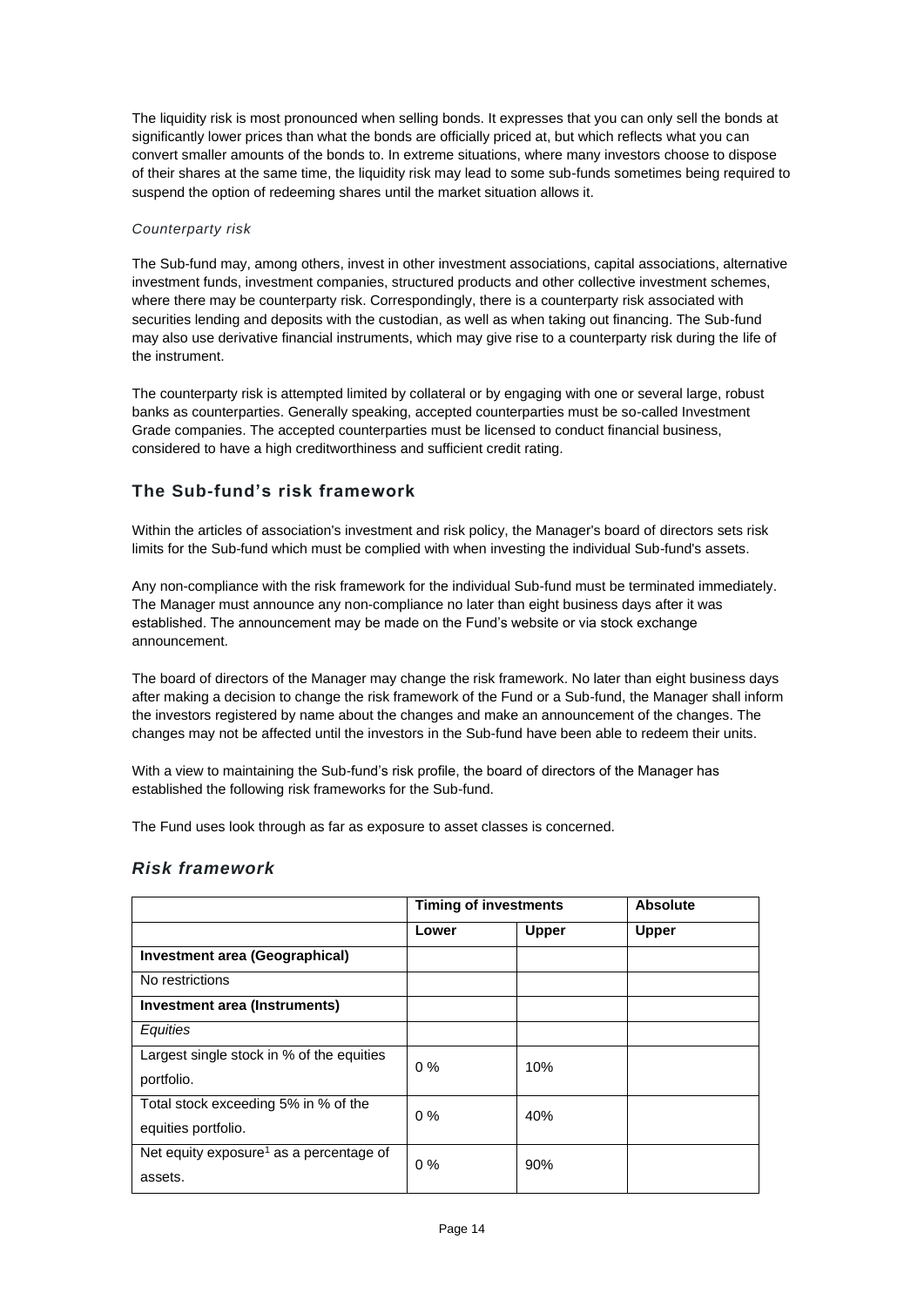The liquidity risk is most pronounced when selling bonds. It expresses that you can only sell the bonds at significantly lower prices than what the bonds are officially priced at, but which reflects what you can convert smaller amounts of the bonds to. In extreme situations, where many investors choose to dispose of their shares at the same time, the liquidity risk may lead to some sub-funds sometimes being required to suspend the option of redeeming shares until the market situation allows it.

*Counterparty risk*

The Sub-fund may, among others, invest in other investment associations, capital associations, alternative investment funds, investment companies, structured products and other collective investment schemes, where there may be counterparty risk. Correspondingly, there is a counterparty risk associated with securities lending and deposits with the custodian, as well as when taking out financing. The Sub-fund may also use derivative financial instruments, which may give rise to a counterparty risk during the life of the instrument.

The counterparty risk is attempted limited by collateral or by engaging with one or several large, robust banks as counterparties. Generally speaking, accepted counterparties must be so-called Investment Grade companies. The accepted counterparties must be licensed to conduct financial business, considered to have a high creditworthiness and sufficient credit rating.

## The Sub-fund's risk framework

Within the articles of association's investment and risk policy, the Manager's board of directors sets risk limits for the Sub-fund which must be complied with when investing the individual Sub-fund's assets.

Any non-compliance with the risk framework for the individual Sub-fund must be terminated immediately. The Manager must announce any non-compliance no later than eight business days after it was established. The announcement may be made on the Fund's website or via stock exchange announcement.

The board of directors of the Manager may change the risk framework. No later than eight business days after making a decision to change the risk framework of the Fund or a Sub-fund, the Manager shall inform the investors registered by name about the changes and make an announcement of the changes. The changes may not be affected until the investors in the Sub-fund have been able to redeem their units.

With a view to maintaining the Sub-fund's risk profile, the board of directors of the Manager has established the following risk frameworks for the Sub-fund.

The Fund uses look through as far as exposure to asset classes is concerned.

### *Risk framework*

| | Timing of investments | | Absolute |
|---|---|---|---|
| | **Lower** | **Upper** | **Upper** |
| **Investment area (Geographical)** | | | |
| No restrictions | | | |
| **Investment area (Instruments)** | | | |
| *Equities* | | | |
| Largest single stock in % of the equities portfolio. | 0 % | 10% | |
| Total stock exceeding 5% in % of the equities portfolio. | 0 % | 40% | |
| Net equity exposure[1] as a percentage of assets. | 0 % | 90% | |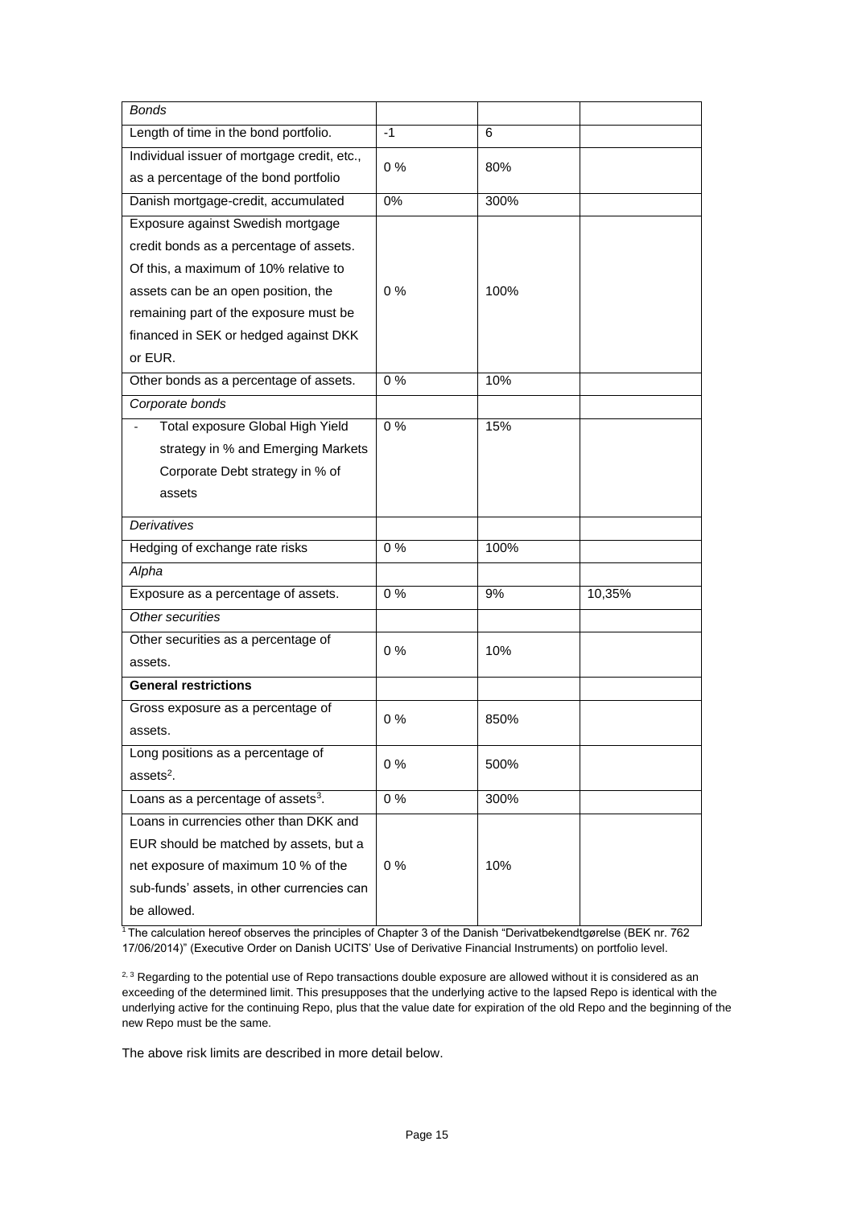| *Bonds* | | | |
|---|---|---|---|
| Length of time in the bond portfolio. | -1 | 6 | |
| Individual issuer of mortgage credit, etc., as a percentage of the bond portfolio | 0 % | 80% | |
| Danish mortgage-credit, accumulated | 0% | 300% | |
| Exposure against Swedish mortgage credit bonds as a percentage of assets. Of this, a maximum of 10% relative to assets can be an open position, the remaining part of the exposure must be financed in SEK or hedged against DKK or EUR. | 0 % | 100% | |
| Other bonds as a percentage of assets. | 0 % | 10% | |
| *Corporate bonds* | | | |
| - Total exposure Global High Yield strategy in % and Emerging Markets Corporate Debt strategy in % of assets | 0 % | 15% | |
| *Derivatives* | | | |
| Hedging of exchange rate risks | 0 % | 100% | |
| *Alpha* | | | |
| Exposure as a percentage of assets. | 0 % | 9% | 10,35% |
| *Other securities* | | | |
| Other securities as a percentage of assets. | 0 % | 10% | |
| **General restrictions** | | | |
| Gross exposure as a percentage of assets. | 0 % | 850% | |
| Long positions as a percentage of assets[2]. | 0 % | 500% | |
| Loans as a percentage of assets[3]. | 0 % | 300% | |
| Loans in currencies other than DKK and EUR should be matched by assets, but a net exposure of maximum 10 % of the sub-funds' assets, in other currencies can be allowed. | 0 % | 10% | |

[1] The calculation hereof observes the principles of Chapter 3 of the Danish "Derivatbekendtgørelse (BEK nr. 762 17/06/2014)" (Executive Order on Danish UCITS' Use of Derivative Financial Instruments) on portfolio level.

[2, 3] Regarding to the potential use of Repo transactions double exposure are allowed without it is considered as an exceeding of the determined limit. This presupposes that the underlying active to the lapsed Repo is identical with the underlying active for the continuing Repo, plus that the value date for expiration of the old Repo and the beginning of the new Repo must be the same.

The above risk limits are described in more detail below.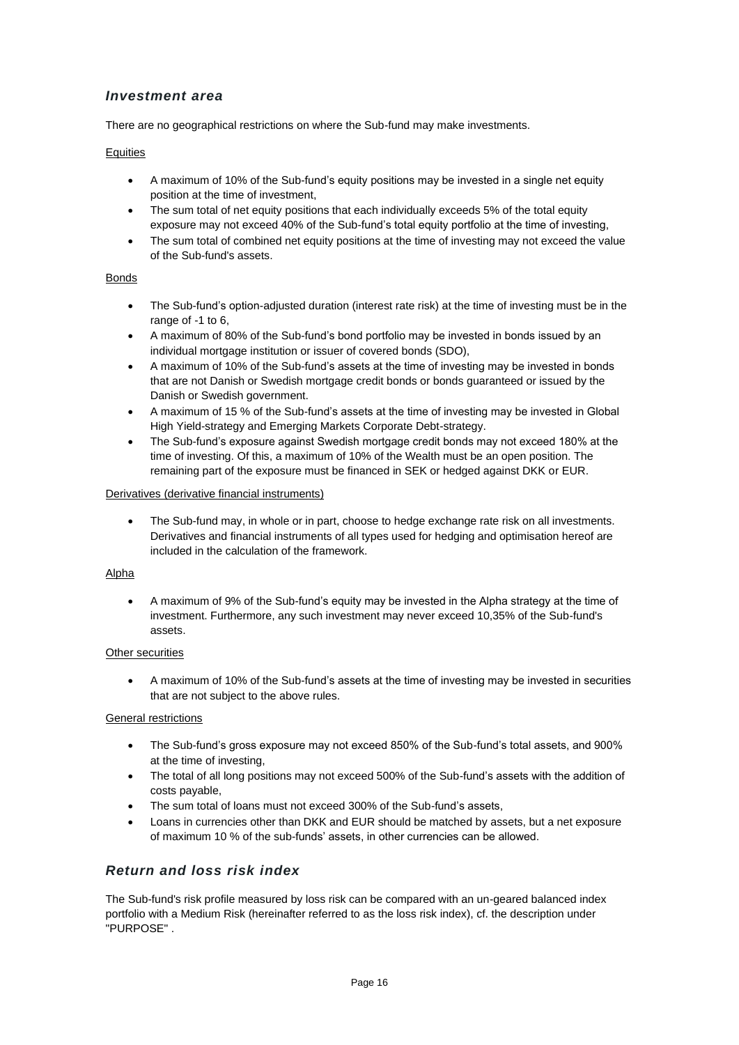## *Investment area*

There are no geographical restrictions on where the Sub-fund may make investments.

Equities

- A maximum of 10% of the Sub-fund's equity positions may be invested in a single net equity position at the time of investment,
- The sum total of net equity positions that each individually exceeds 5% of the total equity exposure may not exceed 40% of the Sub-fund's total equity portfolio at the time of investing,
- The sum total of combined net equity positions at the time of investing may not exceed the value of the Sub-fund's assets.

Bonds

- The Sub-fund's option-adjusted duration (interest rate risk) at the time of investing must be in the range of -1 to 6,
- A maximum of 80% of the Sub-fund's bond portfolio may be invested in bonds issued by an individual mortgage institution or issuer of covered bonds (SDO),
- A maximum of 10% of the Sub-fund's assets at the time of investing may be invested in bonds that are not Danish or Swedish mortgage credit bonds or bonds guaranteed or issued by the Danish or Swedish government.
- A maximum of 15 % of the Sub-fund's assets at the time of investing may be invested in Global High Yield-strategy and Emerging Markets Corporate Debt-strategy.
- The Sub-fund's exposure against Swedish mortgage credit bonds may not exceed 180% at the time of investing. Of this, a maximum of 10% of the Wealth must be an open position. The remaining part of the exposure must be financed in SEK or hedged against DKK or EUR.

Derivatives (derivative financial instruments)

- The Sub-fund may, in whole or in part, choose to hedge exchange rate risk on all investments. Derivatives and financial instruments of all types used for hedging and optimisation hereof are included in the calculation of the framework.

Alpha

- A maximum of 9% of the Sub-fund's equity may be invested in the Alpha strategy at the time of investment. Furthermore, any such investment may never exceed 10,35% of the Sub-fund's assets.

Other securities

- A maximum of 10% of the Sub-fund's assets at the time of investing may be invested in securities that are not subject to the above rules.

General restrictions

- The Sub-fund's gross exposure may not exceed 850% of the Sub-fund's total assets, and 900% at the time of investing,
- The total of all long positions may not exceed 500% of the Sub-fund's assets with the addition of costs payable,
- The sum total of loans must not exceed 300% of the Sub-fund's assets,
- Loans in currencies other than DKK and EUR should be matched by assets, but a net exposure of maximum 10 % of the sub-funds' assets, in other currencies can be allowed.

## *Return and loss risk index*

The Sub-fund's risk profile measured by loss risk can be compared with an un-geared balanced index portfolio with a Medium Risk (hereinafter referred to as the loss risk index), cf. the description under "PURPOSE" .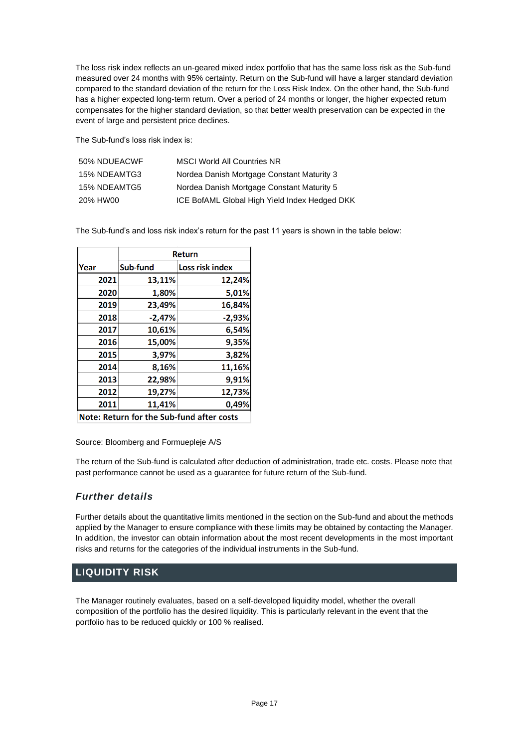The loss risk index reflects an un-geared mixed index portfolio that has the same loss risk as the Sub-fund measured over 24 months with 95% certainty. Return on the Sub-fund will have a larger standard deviation compared to the standard deviation of the return for the Loss Risk Index. On the other hand, the Sub-fund has a higher expected long-term return. Over a period of 24 months or longer, the higher expected return compensates for the higher standard deviation, so that better wealth preservation can be expected in the event of large and persistent price declines.

The Sub-fund's loss risk index is:

| | |
|---|---|
| 50% NDUEACWF | MSCI World All Countries NR |
| 15% NDEAMTG3 | Nordea Danish Mortgage Constant Maturity 3 |
| 15% NDEAMTG5 | Nordea Danish Mortgage Constant Maturity 5 |
| 20% HW00 | ICE BofAML Global High Yield Index Hedged DKK |

The Sub-fund's and loss risk index's return for the past 11 years is shown in the table below:

| | Return | |
|---|---|---|
| **Year** | **Sub-fund** | **Loss risk index** |
| **2021** | **13,11%** | **12,24%** |
| **2020** | **1,80%** | **5,01%** |
| **2019** | **23,49%** | **16,84%** |
| **2018** | **-2,47%** | **-2,93%** |
| **2017** | **10,61%** | **6,54%** |
| **2016** | **15,00%** | **9,35%** |
| **2015** | **3,97%** | **3,82%** |
| **2014** | **8,16%** | **11,16%** |
| **2013** | **22,98%** | **9,91%** |
| **2012** | **19,27%** | **12,73%** |
| **2011** | **11,41%** | **0,49%** |

**Note: Return for the Sub-fund after costs**

Source: Bloomberg and Formuepleje A/S

The return of the Sub-fund is calculated after deduction of administration, trade etc. costs. Please note that past performance cannot be used as a guarantee for future return of the Sub-fund.

### *Further details*

Further details about the quantitative limits mentioned in the section on the Sub-fund and about the methods applied by the Manager to ensure compliance with these limits may be obtained by contacting the Manager. In addition, the investor can obtain information about the most recent developments in the most important risks and returns for the categories of the individual instruments in the Sub-fund.

## LIQUIDITY RISK

The Manager routinely evaluates, based on a self-developed liquidity model, whether the overall composition of the portfolio has the desired liquidity. This is particularly relevant in the event that the portfolio has to be reduced quickly or 100 % realised.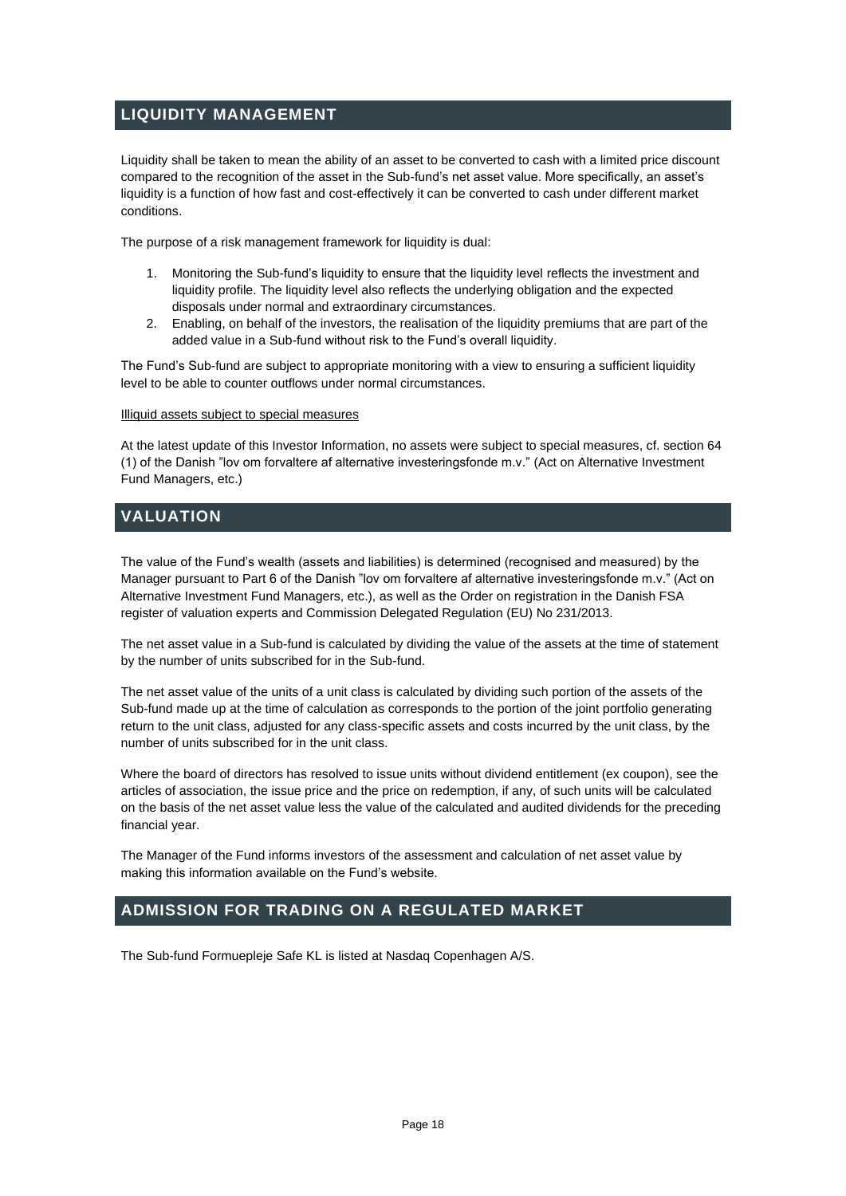## LIQUIDITY MANAGEMENT

Liquidity shall be taken to mean the ability of an asset to be converted to cash with a limited price discount compared to the recognition of the asset in the Sub-fund's net asset value. More specifically, an asset's liquidity is a function of how fast and cost-effectively it can be converted to cash under different market conditions.

The purpose of a risk management framework for liquidity is dual:

1. Monitoring the Sub-fund's liquidity to ensure that the liquidity level reflects the investment and liquidity profile. The liquidity level also reflects the underlying obligation and the expected disposals under normal and extraordinary circumstances.
2. Enabling, on behalf of the investors, the realisation of the liquidity premiums that are part of the added value in a Sub-fund without risk to the Fund's overall liquidity.

The Fund's Sub-fund are subject to appropriate monitoring with a view to ensuring a sufficient liquidity level to be able to counter outflows under normal circumstances.

Illiquid assets subject to special measures

At the latest update of this Investor Information, no assets were subject to special measures, cf. section 64 (1) of the Danish "lov om forvaltere af alternative investeringsfonde m.v." (Act on Alternative Investment Fund Managers, etc.)

## VALUATION

The value of the Fund's wealth (assets and liabilities) is determined (recognised and measured) by the Manager pursuant to Part 6 of the Danish "lov om forvaltere af alternative investeringsfonde m.v." (Act on Alternative Investment Fund Managers, etc.), as well as the Order on registration in the Danish FSA register of valuation experts and Commission Delegated Regulation (EU) No 231/2013.

The net asset value in a Sub-fund is calculated by dividing the value of the assets at the time of statement by the number of units subscribed for in the Sub-fund.

The net asset value of the units of a unit class is calculated by dividing such portion of the assets of the Sub-fund made up at the time of calculation as corresponds to the portion of the joint portfolio generating return to the unit class, adjusted for any class-specific assets and costs incurred by the unit class, by the number of units subscribed for in the unit class.

Where the board of directors has resolved to issue units without dividend entitlement (ex coupon), see the articles of association, the issue price and the price on redemption, if any, of such units will be calculated on the basis of the net asset value less the value of the calculated and audited dividends for the preceding financial year.

The Manager of the Fund informs investors of the assessment and calculation of net asset value by making this information available on the Fund's website.

## ADMISSION FOR TRADING ON A REGULATED MARKET

The Sub-fund Formuepleje Safe KL is listed at Nasdaq Copenhagen A/S.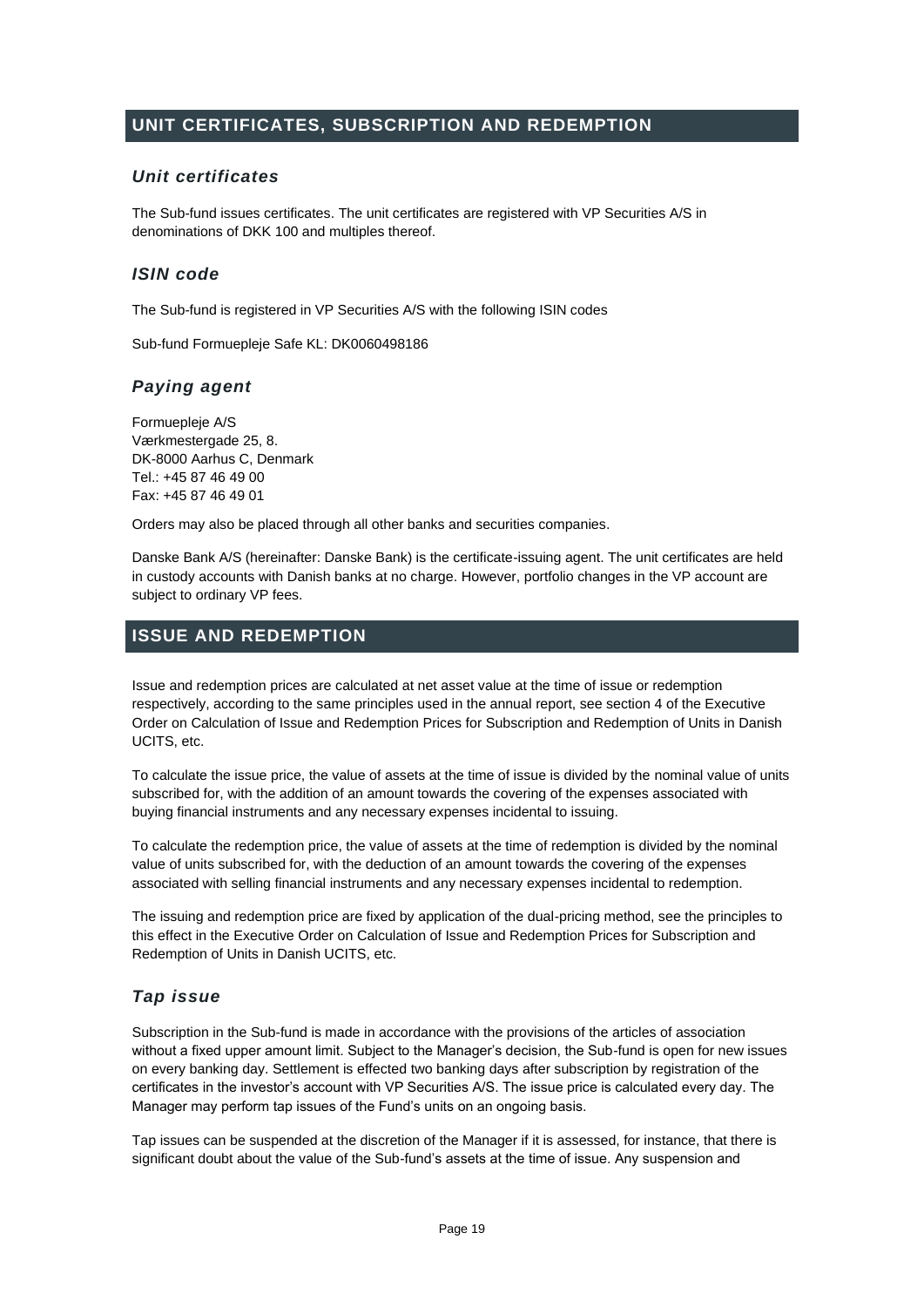## UNIT CERTIFICATES, SUBSCRIPTION AND REDEMPTION

### *Unit certificates*

The Sub-fund issues certificates. The unit certificates are registered with VP Securities A/S in denominations of DKK 100 and multiples thereof.

### *ISIN code*

The Sub-fund is registered in VP Securities A/S with the following ISIN codes

Sub-fund Formuepleje Safe KL: DK0060498186

### *Paying agent*

Formuepleje A/S
Værkmestergade 25, 8.
DK-8000 Aarhus C, Denmark
Tel.: +45 87 46 49 00
Fax: +45 87 46 49 01

Orders may also be placed through all other banks and securities companies.

Danske Bank A/S (hereinafter: Danske Bank) is the certificate-issuing agent. The unit certificates are held in custody accounts with Danish banks at no charge. However, portfolio changes in the VP account are subject to ordinary VP fees.

## ISSUE AND REDEMPTION

Issue and redemption prices are calculated at net asset value at the time of issue or redemption respectively, according to the same principles used in the annual report, see section 4 of the Executive Order on Calculation of Issue and Redemption Prices for Subscription and Redemption of Units in Danish UCITS, etc.

To calculate the issue price, the value of assets at the time of issue is divided by the nominal value of units subscribed for, with the addition of an amount towards the covering of the expenses associated with buying financial instruments and any necessary expenses incidental to issuing.

To calculate the redemption price, the value of assets at the time of redemption is divided by the nominal value of units subscribed for, with the deduction of an amount towards the covering of the expenses associated with selling financial instruments and any necessary expenses incidental to redemption.

The issuing and redemption price are fixed by application of the dual-pricing method, see the principles to this effect in the Executive Order on Calculation of Issue and Redemption Prices for Subscription and Redemption of Units in Danish UCITS, etc.

### *Tap issue*

Subscription in the Sub-fund is made in accordance with the provisions of the articles of association without a fixed upper amount limit. Subject to the Manager's decision, the Sub-fund is open for new issues on every banking day. Settlement is effected two banking days after subscription by registration of the certificates in the investor's account with VP Securities A/S. The issue price is calculated every day. The Manager may perform tap issues of the Fund's units on an ongoing basis.

Tap issues can be suspended at the discretion of the Manager if it is assessed, for instance, that there is significant doubt about the value of the Sub-fund's assets at the time of issue. Any suspension and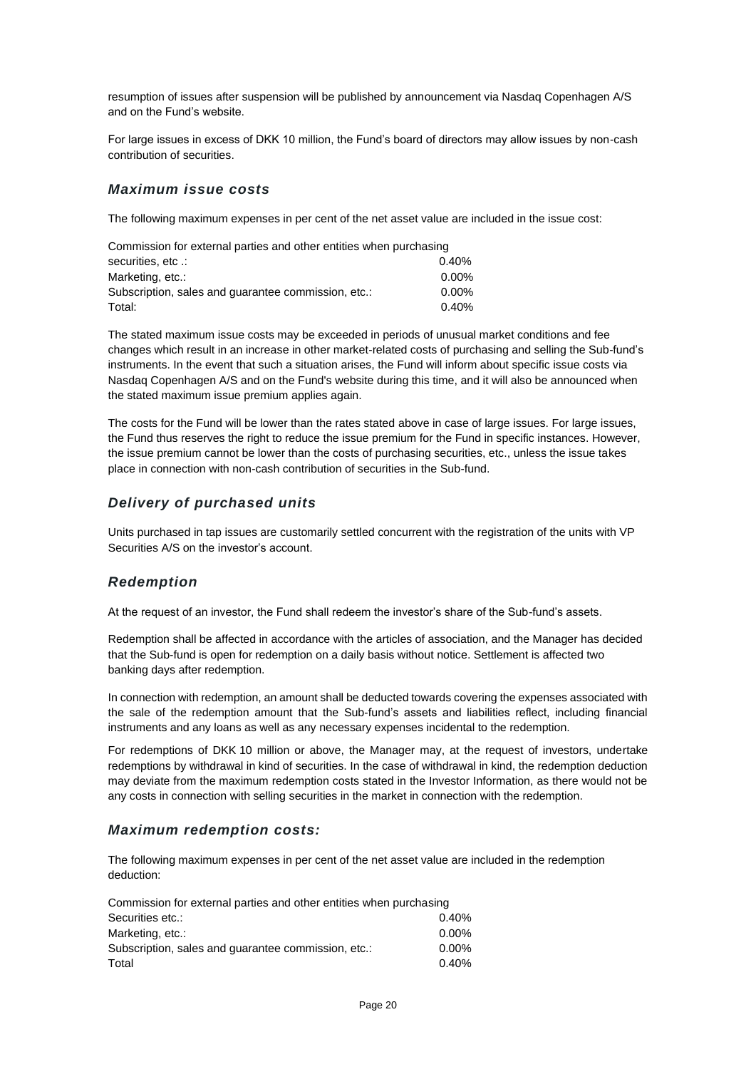resumption of issues after suspension will be published by announcement via Nasdaq Copenhagen A/S and on the Fund's website.

For large issues in excess of DKK 10 million, the Fund's board of directors may allow issues by non-cash contribution of securities.

### *Maximum issue costs*

The following maximum expenses in per cent of the net asset value are included in the issue cost:

| Commission for external parties and other entities when purchasing securities, etc .: | 0.40% |
|---|---|
| Marketing, etc.: | 0.00% |
| Subscription, sales and guarantee commission, etc.: | 0.00% |
| Total: | 0.40% |

The stated maximum issue costs may be exceeded in periods of unusual market conditions and fee changes which result in an increase in other market-related costs of purchasing and selling the Sub-fund's instruments. In the event that such a situation arises, the Fund will inform about specific issue costs via Nasdaq Copenhagen A/S and on the Fund's website during this time, and it will also be announced when the stated maximum issue premium applies again.

The costs for the Fund will be lower than the rates stated above in case of large issues. For large issues, the Fund thus reserves the right to reduce the issue premium for the Fund in specific instances. However, the issue premium cannot be lower than the costs of purchasing securities, etc., unless the issue takes place in connection with non-cash contribution of securities in the Sub-fund.

### *Delivery of purchased units*

Units purchased in tap issues are customarily settled concurrent with the registration of the units with VP Securities A/S on the investor's account.

### *Redemption*

At the request of an investor, the Fund shall redeem the investor's share of the Sub-fund's assets.

Redemption shall be affected in accordance with the articles of association, and the Manager has decided that the Sub-fund is open for redemption on a daily basis without notice. Settlement is affected two banking days after redemption.

In connection with redemption, an amount shall be deducted towards covering the expenses associated with the sale of the redemption amount that the Sub-fund's assets and liabilities reflect, including financial instruments and any loans as well as any necessary expenses incidental to the redemption.

For redemptions of DKK 10 million or above, the Manager may, at the request of investors, undertake redemptions by withdrawal in kind of securities. In the case of withdrawal in kind, the redemption deduction may deviate from the maximum redemption costs stated in the Investor Information, as there would not be any costs in connection with selling securities in the market in connection with the redemption.

### *Maximum redemption costs:*

The following maximum expenses in per cent of the net asset value are included in the redemption deduction:

| Commission for external parties and other entities when purchasing Securities etc.: | 0.40% |
|---|---|
| Marketing, etc.: | 0.00% |
| Subscription, sales and guarantee commission, etc.: | 0.00% |
| Total | 0.40% |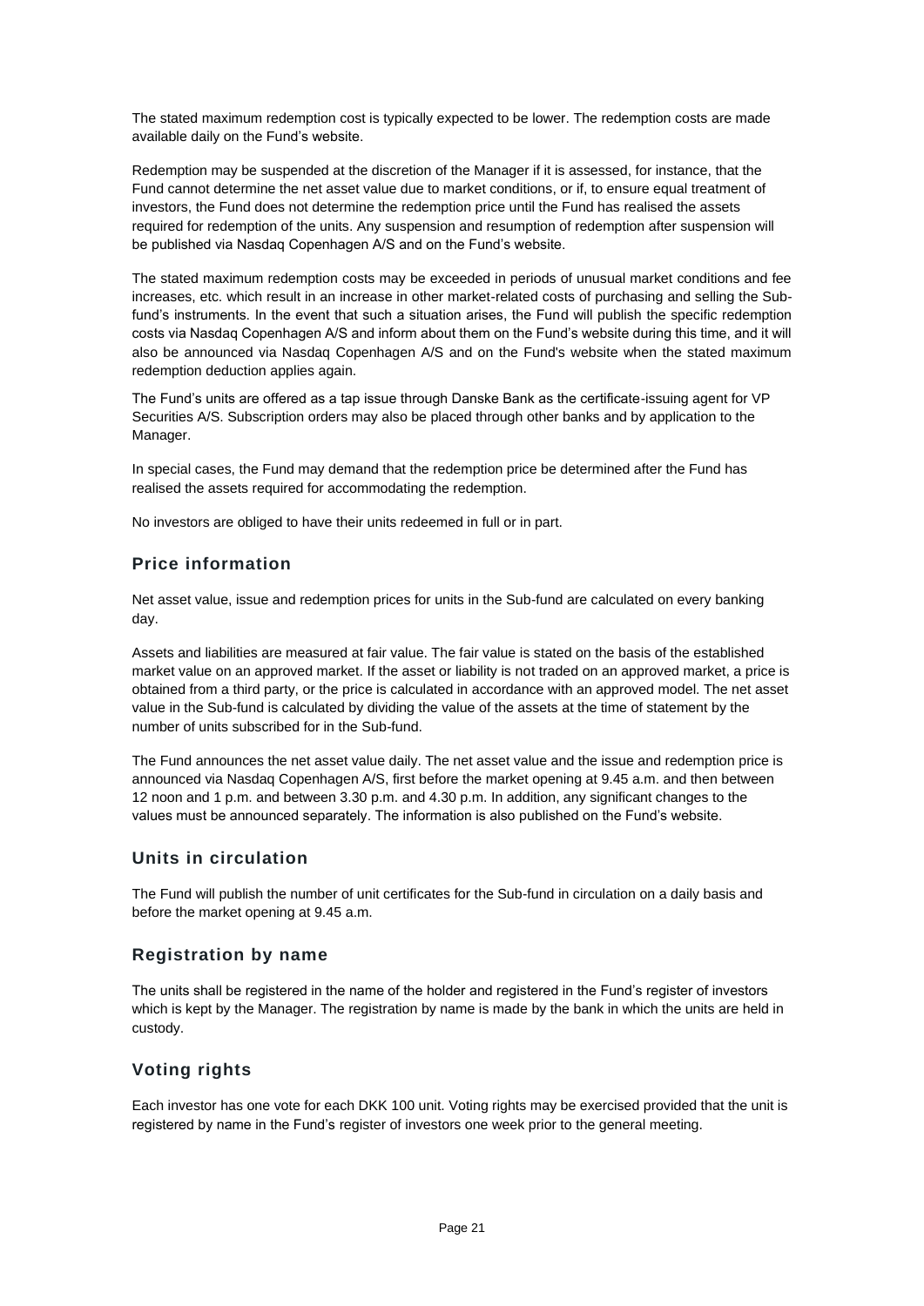The stated maximum redemption cost is typically expected to be lower. The redemption costs are made available daily on the Fund's website.

Redemption may be suspended at the discretion of the Manager if it is assessed, for instance, that the Fund cannot determine the net asset value due to market conditions, or if, to ensure equal treatment of investors, the Fund does not determine the redemption price until the Fund has realised the assets required for redemption of the units. Any suspension and resumption of redemption after suspension will be published via Nasdaq Copenhagen A/S and on the Fund's website.

The stated maximum redemption costs may be exceeded in periods of unusual market conditions and fee increases, etc. which result in an increase in other market-related costs of purchasing and selling the Sub-fund's instruments. In the event that such a situation arises, the Fund will publish the specific redemption costs via Nasdaq Copenhagen A/S and inform about them on the Fund's website during this time, and it will also be announced via Nasdaq Copenhagen A/S and on the Fund's website when the stated maximum redemption deduction applies again.

The Fund's units are offered as a tap issue through Danske Bank as the certificate-issuing agent for VP Securities A/S. Subscription orders may also be placed through other banks and by application to the Manager.

In special cases, the Fund may demand that the redemption price be determined after the Fund has realised the assets required for accommodating the redemption.

No investors are obliged to have their units redeemed in full or in part.

## Price information

Net asset value, issue and redemption prices for units in the Sub-fund are calculated on every banking day.

Assets and liabilities are measured at fair value. The fair value is stated on the basis of the established market value on an approved market. If the asset or liability is not traded on an approved market, a price is obtained from a third party, or the price is calculated in accordance with an approved model. The net asset value in the Sub-fund is calculated by dividing the value of the assets at the time of statement by the number of units subscribed for in the Sub-fund.

The Fund announces the net asset value daily. The net asset value and the issue and redemption price is announced via Nasdaq Copenhagen A/S, first before the market opening at 9.45 a.m. and then between 12 noon and 1 p.m. and between 3.30 p.m. and 4.30 p.m. In addition, any significant changes to the values must be announced separately. The information is also published on the Fund's website.

## Units in circulation

The Fund will publish the number of unit certificates for the Sub-fund in circulation on a daily basis and before the market opening at 9.45 a.m.

## Registration by name

The units shall be registered in the name of the holder and registered in the Fund's register of investors which is kept by the Manager. The registration by name is made by the bank in which the units are held in custody.

## Voting rights

Each investor has one vote for each DKK 100 unit. Voting rights may be exercised provided that the unit is registered by name in the Fund's register of investors one week prior to the general meeting.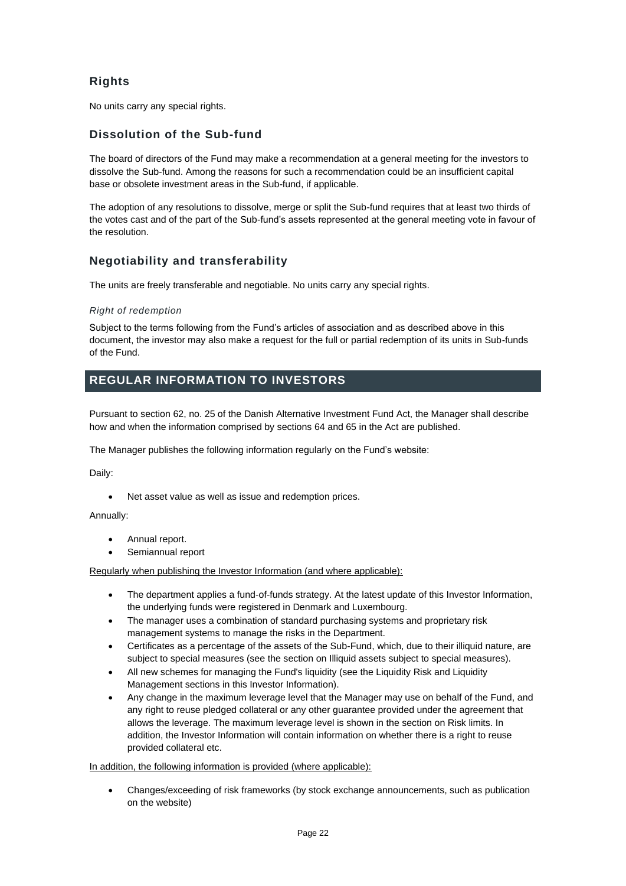### Rights

No units carry any special rights.

### Dissolution of the Sub-fund

The board of directors of the Fund may make a recommendation at a general meeting for the investors to dissolve the Sub-fund. Among the reasons for such a recommendation could be an insufficient capital base or obsolete investment areas in the Sub-fund, if applicable.

The adoption of any resolutions to dissolve, merge or split the Sub-fund requires that at least two thirds of the votes cast and of the part of the Sub-fund's assets represented at the general meeting vote in favour of the resolution.

### Negotiability and transferability

The units are freely transferable and negotiable. No units carry any special rights.

#### *Right of redemption*

Subject to the terms following from the Fund's articles of association and as described above in this document, the investor may also make a request for the full or partial redemption of its units in Sub-funds of the Fund.

## REGULAR INFORMATION TO INVESTORS

Pursuant to section 62, no. 25 of the Danish Alternative Investment Fund Act, the Manager shall describe how and when the information comprised by sections 64 and 65 in the Act are published.

The Manager publishes the following information regularly on the Fund's website:

Daily:

- Net asset value as well as issue and redemption prices.

Annually:

- Annual report.
- Semiannual report

Regularly when publishing the Investor Information (and where applicable):

- The department applies a fund-of-funds strategy. At the latest update of this Investor Information, the underlying funds were registered in Denmark and Luxembourg.
- The manager uses a combination of standard purchasing systems and proprietary risk management systems to manage the risks in the Department.
- Certificates as a percentage of the assets of the Sub-Fund, which, due to their illiquid nature, are subject to special measures (see the section on Illiquid assets subject to special measures).
- All new schemes for managing the Fund's liquidity (see the Liquidity Risk and Liquidity Management sections in this Investor Information).
- Any change in the maximum leverage level that the Manager may use on behalf of the Fund, and any right to reuse pledged collateral or any other guarantee provided under the agreement that allows the leverage. The maximum leverage level is shown in the section on Risk limits. In addition, the Investor Information will contain information on whether there is a right to reuse provided collateral etc.

In addition, the following information is provided (where applicable):

- Changes/exceeding of risk frameworks (by stock exchange announcements, such as publication on the website)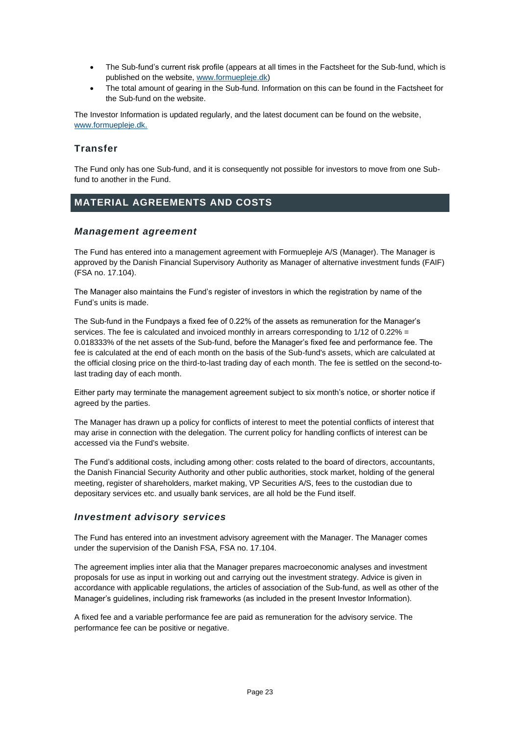- The Sub-fund's current risk profile (appears at all times in the Factsheet for the Sub-fund, which is published on the website, www.formuepleje.dk)
- The total amount of gearing in the Sub-fund. Information on this can be found in the Factsheet for the Sub-fund on the website.

The Investor Information is updated regularly, and the latest document can be found on the website, www.formuepleje.dk.

### Transfer

The Fund only has one Sub-fund, and it is consequently not possible for investors to move from one Sub-fund to another in the Fund.

## MATERIAL AGREEMENTS AND COSTS

### *Management agreement*

The Fund has entered into a management agreement with Formuepleje A/S (Manager). The Manager is approved by the Danish Financial Supervisory Authority as Manager of alternative investment funds (FAIF) (FSA no. 17.104).

The Manager also maintains the Fund's register of investors in which the registration by name of the Fund's units is made.

The Sub-fund in the Fundpays a fixed fee of 0.22% of the assets as remuneration for the Manager's services. The fee is calculated and invoiced monthly in arrears corresponding to 1/12 of 0.22% = 0.018333% of the net assets of the Sub-fund, before the Manager's fixed fee and performance fee. The fee is calculated at the end of each month on the basis of the Sub-fund's assets, which are calculated at the official closing price on the third-to-last trading day of each month. The fee is settled on the second-to-last trading day of each month.

Either party may terminate the management agreement subject to six month's notice, or shorter notice if agreed by the parties.

The Manager has drawn up a policy for conflicts of interest to meet the potential conflicts of interest that may arise in connection with the delegation. The current policy for handling conflicts of interest can be accessed via the Fund's website.

The Fund's additional costs, including among other: costs related to the board of directors, accountants, the Danish Financial Security Authority and other public authorities, stock market, holding of the general meeting, register of shareholders, market making, VP Securities A/S, fees to the custodian due to depositary services etc. and usually bank services, are all hold be the Fund itself.

### *Investment advisory services*

The Fund has entered into an investment advisory agreement with the Manager. The Manager comes under the supervision of the Danish FSA, FSA no. 17.104.

The agreement implies inter alia that the Manager prepares macroeconomic analyses and investment proposals for use as input in working out and carrying out the investment strategy. Advice is given in accordance with applicable regulations, the articles of association of the Sub-fund, as well as other of the Manager's guidelines, including risk frameworks (as included in the present Investor Information).

A fixed fee and a variable performance fee are paid as remuneration for the advisory service. The performance fee can be positive or negative.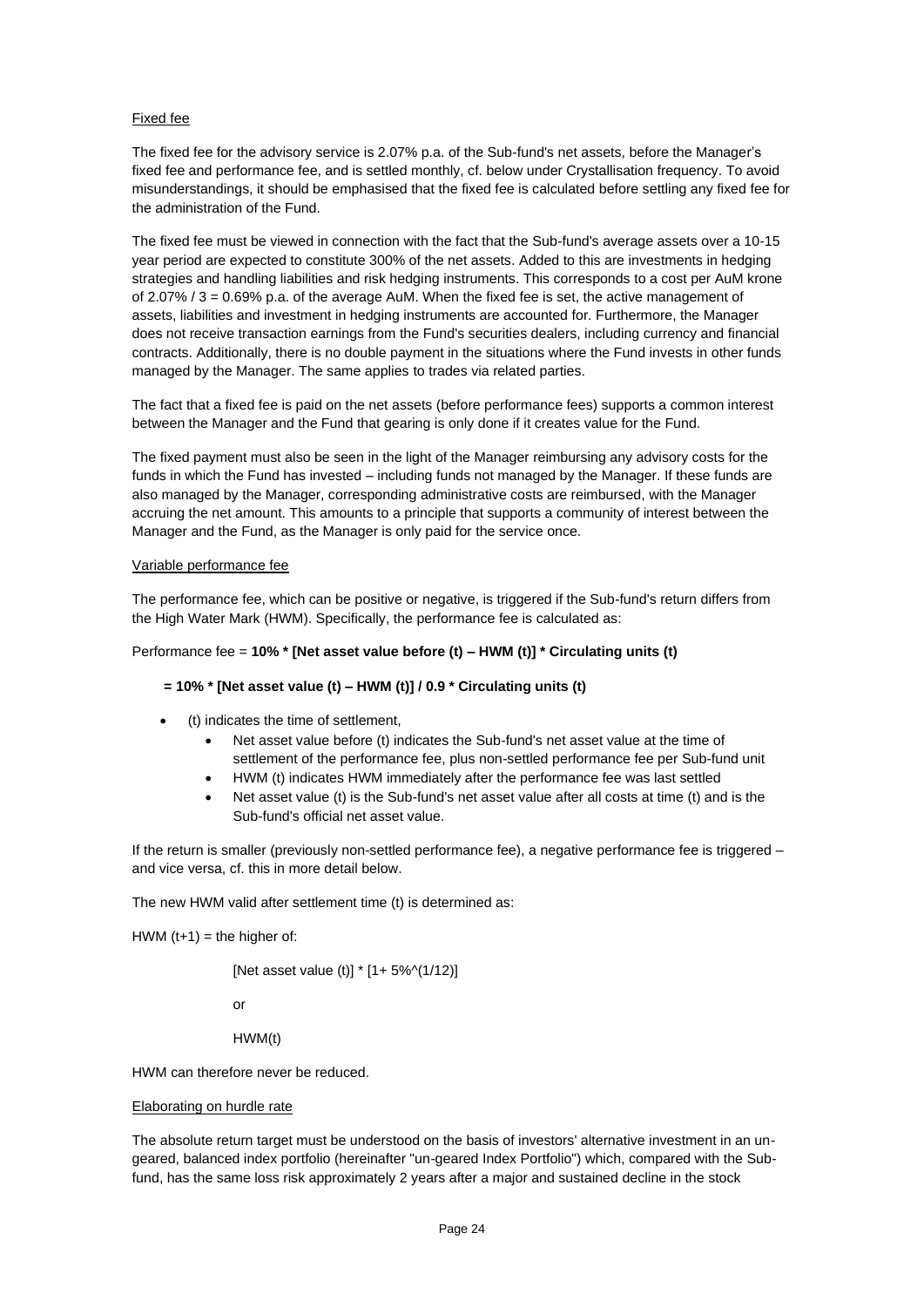Fixed fee

The fixed fee for the advisory service is 2.07% p.a. of the Sub-fund's net assets, before the Manager's fixed fee and performance fee, and is settled monthly, cf. below under Crystallisation frequency. To avoid misunderstandings, it should be emphasised that the fixed fee is calculated before settling any fixed fee for the administration of the Fund.

The fixed fee must be viewed in connection with the fact that the Sub-fund's average assets over a 10-15 year period are expected to constitute 300% of the net assets. Added to this are investments in hedging strategies and handling liabilities and risk hedging instruments. This corresponds to a cost per AuM krone of 2.07% / 3 = 0.69% p.a. of the average AuM. When the fixed fee is set, the active management of assets, liabilities and investment in hedging instruments are accounted for. Furthermore, the Manager does not receive transaction earnings from the Fund's securities dealers, including currency and financial contracts. Additionally, there is no double payment in the situations where the Fund invests in other funds managed by the Manager. The same applies to trades via related parties.

The fact that a fixed fee is paid on the net assets (before performance fees) supports a common interest between the Manager and the Fund that gearing is only done if it creates value for the Fund.

The fixed payment must also be seen in the light of the Manager reimbursing any advisory costs for the funds in which the Fund has invested – including funds not managed by the Manager. If these funds are also managed by the Manager, corresponding administrative costs are reimbursed, with the Manager accruing the net amount. This amounts to a principle that supports a community of interest between the Manager and the Fund, as the Manager is only paid for the service once.

Variable performance fee

The performance fee, which can be positive or negative, is triggered if the Sub-fund's return differs from the High Water Mark (HWM). Specifically, the performance fee is calculated as:

Performance fee = **10% * [Net asset value before (t) – HWM (t)] * Circulating units (t)**

**= 10% * [Net asset value (t) – HWM (t)] / 0.9 * Circulating units (t)**

- (t) indicates the time of settlement,
  - Net asset value before (t) indicates the Sub-fund's net asset value at the time of settlement of the performance fee, plus non-settled performance fee per Sub-fund unit
  - HWM (t) indicates HWM immediately after the performance fee was last settled
  - Net asset value (t) is the Sub-fund's net asset value after all costs at time (t) and is the Sub-fund's official net asset value.

If the return is smaller (previously non-settled performance fee), a negative performance fee is triggered – and vice versa, cf. this in more detail below.

The new HWM valid after settlement time (t) is determined as:

HWM (t+1) = the higher of:

[Net asset value (t)] * [1+ 5%^(1/12)]

or

HWM(t)

HWM can therefore never be reduced.

Elaborating on hurdle rate

The absolute return target must be understood on the basis of investors' alternative investment in an un-geared, balanced index portfolio (hereinafter "un-geared Index Portfolio") which, compared with the Sub-fund, has the same loss risk approximately 2 years after a major and sustained decline in the stock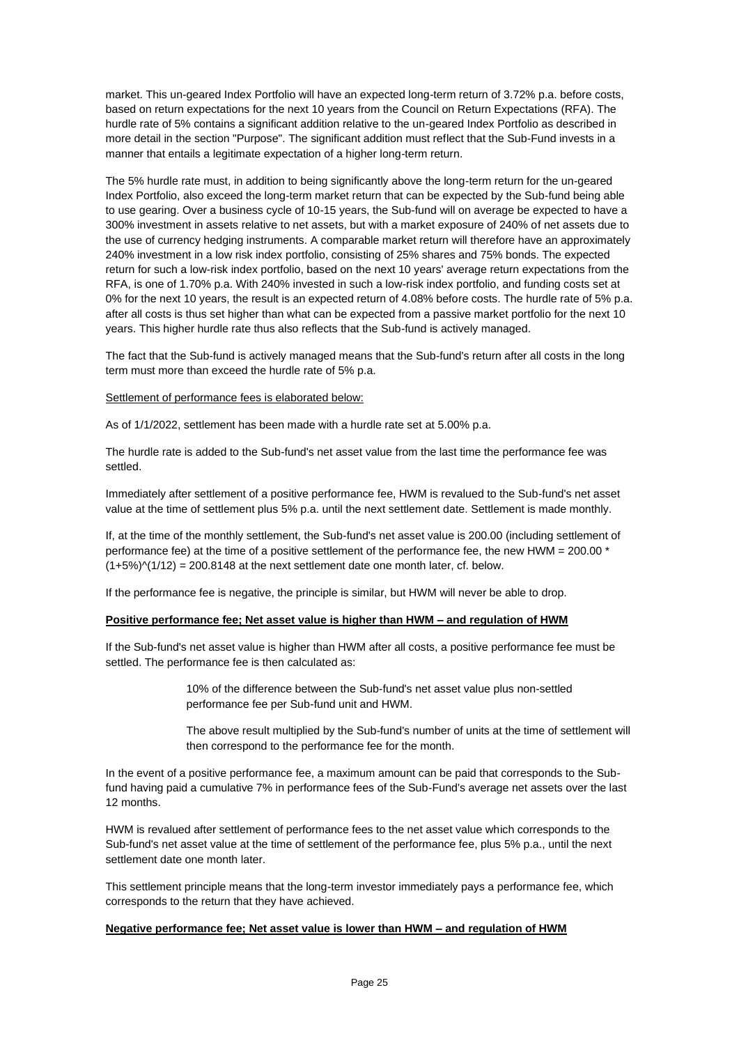market. This un-geared Index Portfolio will have an expected long-term return of 3.72% p.a. before costs, based on return expectations for the next 10 years from the Council on Return Expectations (RFA). The hurdle rate of 5% contains a significant addition relative to the un-geared Index Portfolio as described in more detail in the section "Purpose". The significant addition must reflect that the Sub-Fund invests in a manner that entails a legitimate expectation of a higher long-term return.

The 5% hurdle rate must, in addition to being significantly above the long-term return for the un-geared Index Portfolio, also exceed the long-term market return that can be expected by the Sub-fund being able to use gearing. Over a business cycle of 10-15 years, the Sub-fund will on average be expected to have a 300% investment in assets relative to net assets, but with a market exposure of 240% of net assets due to the use of currency hedging instruments. A comparable market return will therefore have an approximately 240% investment in a low risk index portfolio, consisting of 25% shares and 75% bonds. The expected return for such a low-risk index portfolio, based on the next 10 years' average return expectations from the RFA, is one of 1.70% p.a. With 240% invested in such a low-risk index portfolio, and funding costs set at 0% for the next 10 years, the result is an expected return of 4.08% before costs. The hurdle rate of 5% p.a. after all costs is thus set higher than what can be expected from a passive market portfolio for the next 10 years. This higher hurdle rate thus also reflects that the Sub-fund is actively managed.

The fact that the Sub-fund is actively managed means that the Sub-fund's return after all costs in the long term must more than exceed the hurdle rate of 5% p.a.

Settlement of performance fees is elaborated below:

As of 1/1/2022, settlement has been made with a hurdle rate set at 5.00% p.a.

The hurdle rate is added to the Sub-fund's net asset value from the last time the performance fee was settled.

Immediately after settlement of a positive performance fee, HWM is revalued to the Sub-fund's net asset value at the time of settlement plus 5% p.a. until the next settlement date. Settlement is made monthly.

If, at the time of the monthly settlement, the Sub-fund's net asset value is 200.00 (including settlement of performance fee) at the time of a positive settlement of the performance fee, the new HWM = 200.00 * (1+5%)^(1/12) = 200.8148 at the next settlement date one month later, cf. below.

If the performance fee is negative, the principle is similar, but HWM will never be able to drop.

**Positive performance fee; Net asset value is higher than HWM – and regulation of HWM**

If the Sub-fund's net asset value is higher than HWM after all costs, a positive performance fee must be settled. The performance fee is then calculated as:

> 10% of the difference between the Sub-fund's net asset value plus non-settled performance fee per Sub-fund unit and HWM.
>
> The above result multiplied by the Sub-fund's number of units at the time of settlement will then correspond to the performance fee for the month.

In the event of a positive performance fee, a maximum amount can be paid that corresponds to the Sub-fund having paid a cumulative 7% in performance fees of the Sub-Fund's average net assets over the last 12 months.

HWM is revalued after settlement of performance fees to the net asset value which corresponds to the Sub-fund's net asset value at the time of settlement of the performance fee, plus 5% p.a., until the next settlement date one month later.

This settlement principle means that the long-term investor immediately pays a performance fee, which corresponds to the return that they have achieved.

**Negative performance fee; Net asset value is lower than HWM – and regulation of HWM**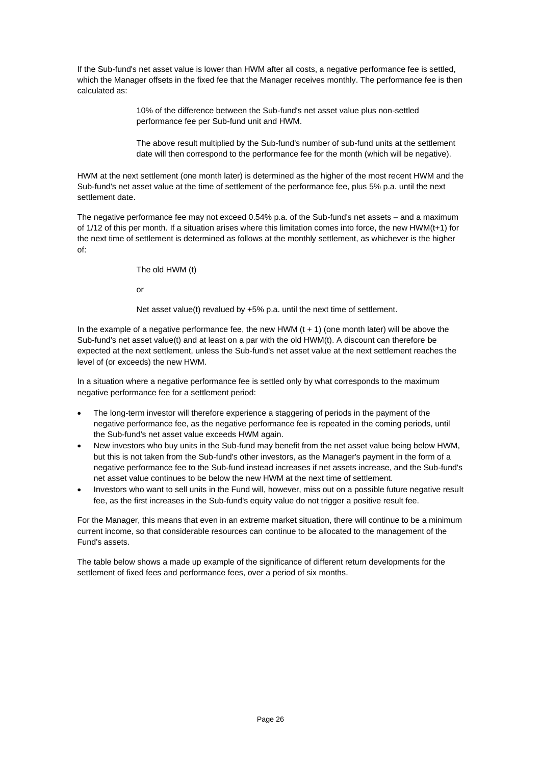If the Sub-fund's net asset value is lower than HWM after all costs, a negative performance fee is settled, which the Manager offsets in the fixed fee that the Manager receives monthly. The performance fee is then calculated as:

> 10% of the difference between the Sub-fund's net asset value plus non-settled performance fee per Sub-fund unit and HWM.
>
> The above result multiplied by the Sub-fund's number of sub-fund units at the settlement date will then correspond to the performance fee for the month (which will be negative).

HWM at the next settlement (one month later) is determined as the higher of the most recent HWM and the Sub-fund's net asset value at the time of settlement of the performance fee, plus 5% p.a. until the next settlement date.

The negative performance fee may not exceed 0.54% p.a. of the Sub-fund's net assets – and a maximum of 1/12 of this per month. If a situation arises where this limitation comes into force, the new HWM(t+1) for the next time of settlement is determined as follows at the monthly settlement, as whichever is the higher of:

> The old HWM (t)
>
> or
>
> Net asset value(t) revalued by +5% p.a. until the next time of settlement.

In the example of a negative performance fee, the new HWM (t + 1) (one month later) will be above the Sub-fund's net asset value(t) and at least on a par with the old HWM(t). A discount can therefore be expected at the next settlement, unless the Sub-fund's net asset value at the next settlement reaches the level of (or exceeds) the new HWM.

In a situation where a negative performance fee is settled only by what corresponds to the maximum negative performance fee for a settlement period:

- The long-term investor will therefore experience a staggering of periods in the payment of the negative performance fee, as the negative performance fee is repeated in the coming periods, until the Sub-fund's net asset value exceeds HWM again.
- New investors who buy units in the Sub-fund may benefit from the net asset value being below HWM, but this is not taken from the Sub-fund's other investors, as the Manager's payment in the form of a negative performance fee to the Sub-fund instead increases if net assets increase, and the Sub-fund's net asset value continues to be below the new HWM at the next time of settlement.
- Investors who want to sell units in the Fund will, however, miss out on a possible future negative result fee, as the first increases in the Sub-fund's equity value do not trigger a positive result fee.

For the Manager, this means that even in an extreme market situation, there will continue to be a minimum current income, so that considerable resources can continue to be allocated to the management of the Fund's assets.

The table below shows a made up example of the significance of different return developments for the settlement of fixed fees and performance fees, over a period of six months.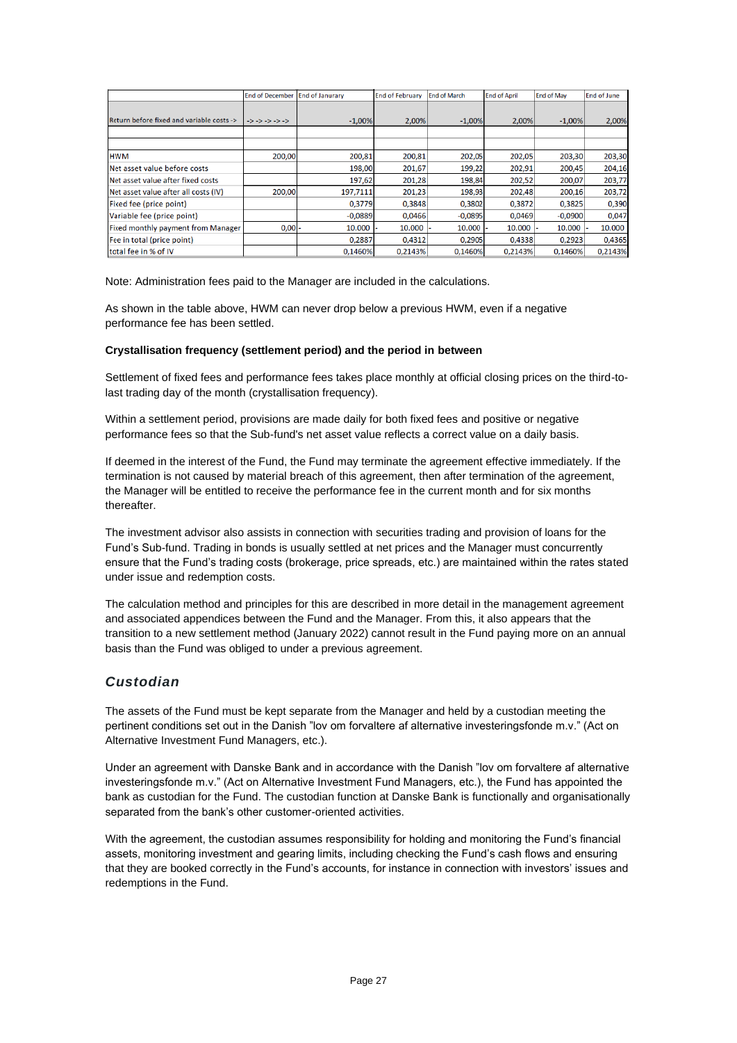| | End of December | End of Janurary | End of February | End of March | End of April | End of May | End of June |
|---|---|---|---|---|---|---|---|
| Return before fixed and variable costs -> | -> -> -> -> -> | -1,00% | 2,00% | -1,00% | 2,00% | -1,00% | 2,00% |
| | | | | | | | |
| | | | | | | | |
| HWM | 200,00 | 200,81 | 200,81 | 202,05 | 202,05 | 203,30 | 203,30 |
| Net asset value before costs | | 198,00 | 201,67 | 199,22 | 202,91 | 200,45 | 204,16 |
| Net asset value after fixed costs | | 197,62 | 201,28 | 198,84 | 202,52 | 200,07 | 203,77 |
| Net asset value after all costs (IV) | 200,00 | 197,7111 | 201,23 | 198,93 | 202,48 | 200,16 | 203,72 |
| Fixed fee (price point) | | 0,3779 | 0,3848 | 0,3802 | 0,3872 | 0,3825 | 0,390 |
| Variable fee (price point) | | -0,0889 | 0,0466 | -0,0895 | 0,0469 | -0,0900 | 0,047 |
| Fixed monthly payment from Manager | 0,00 - | 10.000 - | 10.000 - | 10.000 - | 10.000 - | 10.000 - | 10.000 |
| Fee in total (price point) | | 0,2887 | 0,4312 | 0,2905 | 0,4338 | 0,2923 | 0,4365 |
| total fee in % of IV | | 0,1460% | 0,2143% | 0,1460% | 0,2143% | 0,1460% | 0,2143% |

Note: Administration fees paid to the Manager are included in the calculations.

As shown in the table above, HWM can never drop below a previous HWM, even if a negative performance fee has been settled.

**Crystallisation frequency (settlement period) and the period in between**

Settlement of fixed fees and performance fees takes place monthly at official closing prices on the third-to-last trading day of the month (crystallisation frequency).

Within a settlement period, provisions are made daily for both fixed fees and positive or negative performance fees so that the Sub-fund's net asset value reflects a correct value on a daily basis.

If deemed in the interest of the Fund, the Fund may terminate the agreement effective immediately. If the termination is not caused by material breach of this agreement, then after termination of the agreement, the Manager will be entitled to receive the performance fee in the current month and for six months thereafter.

The investment advisor also assists in connection with securities trading and provision of loans for the Fund's Sub-fund. Trading in bonds is usually settled at net prices and the Manager must concurrently ensure that the Fund's trading costs (brokerage, price spreads, etc.) are maintained within the rates stated under issue and redemption costs.

The calculation method and principles for this are described in more detail in the management agreement and associated appendices between the Fund and the Manager. From this, it also appears that the transition to a new settlement method (January 2022) cannot result in the Fund paying more on an annual basis than the Fund was obliged to under a previous agreement.

## *Custodian*

The assets of the Fund must be kept separate from the Manager and held by a custodian meeting the pertinent conditions set out in the Danish "lov om forvaltere af alternative investeringsfonde m.v." (Act on Alternative Investment Fund Managers, etc.).

Under an agreement with Danske Bank and in accordance with the Danish "lov om forvaltere af alternative investeringsfonde m.v." (Act on Alternative Investment Fund Managers, etc.), the Fund has appointed the bank as custodian for the Fund. The custodian function at Danske Bank is functionally and organisationally separated from the bank's other customer-oriented activities.

With the agreement, the custodian assumes responsibility for holding and monitoring the Fund's financial assets, monitoring investment and gearing limits, including checking the Fund's cash flows and ensuring that they are booked correctly in the Fund's accounts, for instance in connection with investors' issues and redemptions in the Fund.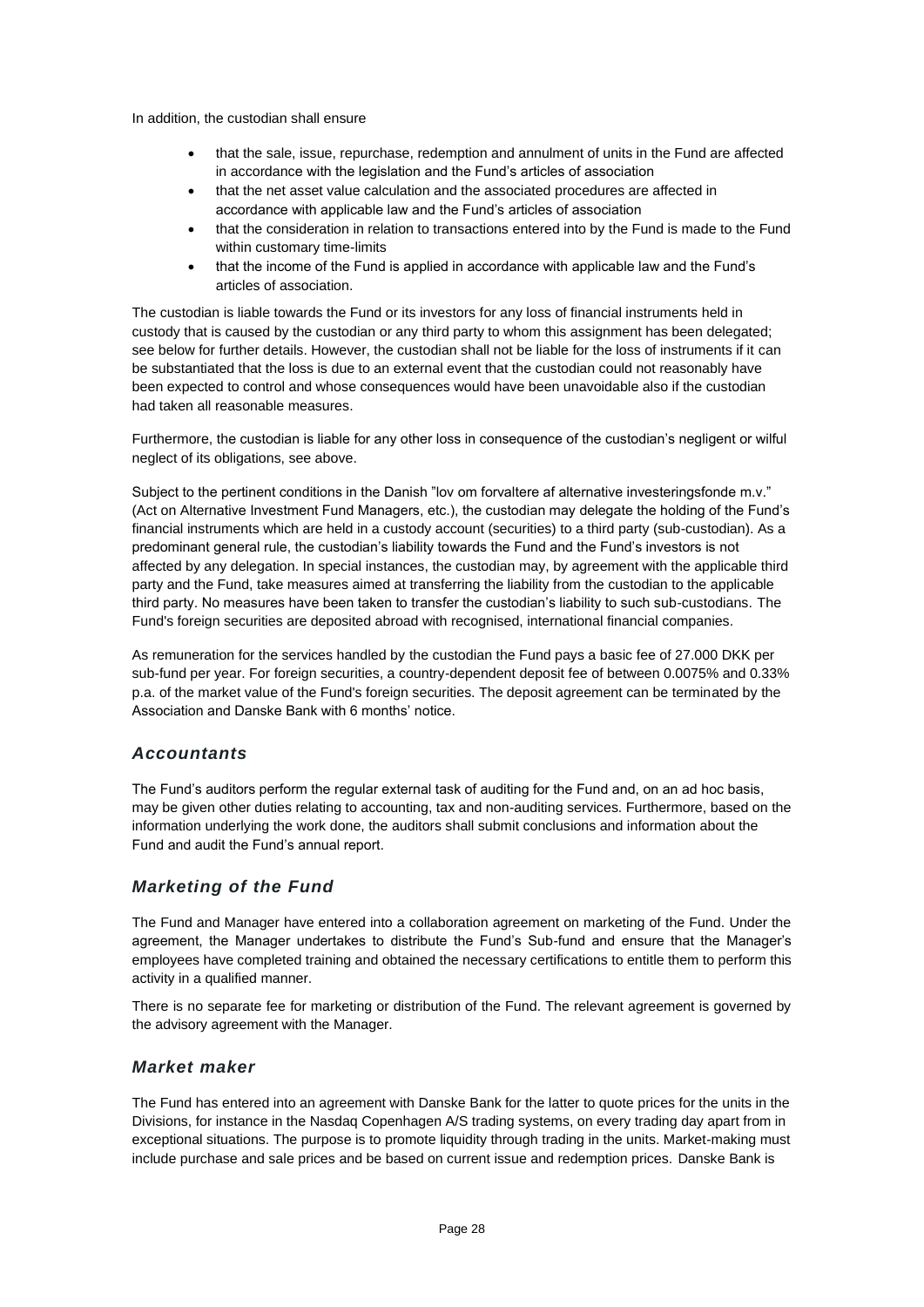In addition, the custodian shall ensure

- that the sale, issue, repurchase, redemption and annulment of units in the Fund are affected in accordance with the legislation and the Fund's articles of association
- that the net asset value calculation and the associated procedures are affected in accordance with applicable law and the Fund's articles of association
- that the consideration in relation to transactions entered into by the Fund is made to the Fund within customary time-limits
- that the income of the Fund is applied in accordance with applicable law and the Fund's articles of association.

The custodian is liable towards the Fund or its investors for any loss of financial instruments held in custody that is caused by the custodian or any third party to whom this assignment has been delegated; see below for further details. However, the custodian shall not be liable for the loss of instruments if it can be substantiated that the loss is due to an external event that the custodian could not reasonably have been expected to control and whose consequences would have been unavoidable also if the custodian had taken all reasonable measures.

Furthermore, the custodian is liable for any other loss in consequence of the custodian's negligent or wilful neglect of its obligations, see above.

Subject to the pertinent conditions in the Danish "lov om forvaltere af alternative investeringsfonde m.v." (Act on Alternative Investment Fund Managers, etc.), the custodian may delegate the holding of the Fund's financial instruments which are held in a custody account (securities) to a third party (sub-custodian). As a predominant general rule, the custodian's liability towards the Fund and the Fund's investors is not affected by any delegation. In special instances, the custodian may, by agreement with the applicable third party and the Fund, take measures aimed at transferring the liability from the custodian to the applicable third party. No measures have been taken to transfer the custodian's liability to such sub-custodians. The Fund's foreign securities are deposited abroad with recognised, international financial companies.

As remuneration for the services handled by the custodian the Fund pays a basic fee of 27.000 DKK per sub-fund per year. For foreign securities, a country-dependent deposit fee of between 0.0075% and 0.33% p.a. of the market value of the Fund's foreign securities. The deposit agreement can be terminated by the Association and Danske Bank with 6 months' notice.

## *Accountants*

The Fund's auditors perform the regular external task of auditing for the Fund and, on an ad hoc basis, may be given other duties relating to accounting, tax and non-auditing services. Furthermore, based on the information underlying the work done, the auditors shall submit conclusions and information about the Fund and audit the Fund's annual report.

## *Marketing of the Fund*

The Fund and Manager have entered into a collaboration agreement on marketing of the Fund. Under the agreement, the Manager undertakes to distribute the Fund's Sub-fund and ensure that the Manager's employees have completed training and obtained the necessary certifications to entitle them to perform this activity in a qualified manner.

There is no separate fee for marketing or distribution of the Fund. The relevant agreement is governed by the advisory agreement with the Manager.

## *Market maker*

The Fund has entered into an agreement with Danske Bank for the latter to quote prices for the units in the Divisions, for instance in the Nasdaq Copenhagen A/S trading systems, on every trading day apart from in exceptional situations. The purpose is to promote liquidity through trading in the units. Market-making must include purchase and sale prices and be based on current issue and redemption prices. Danske Bank is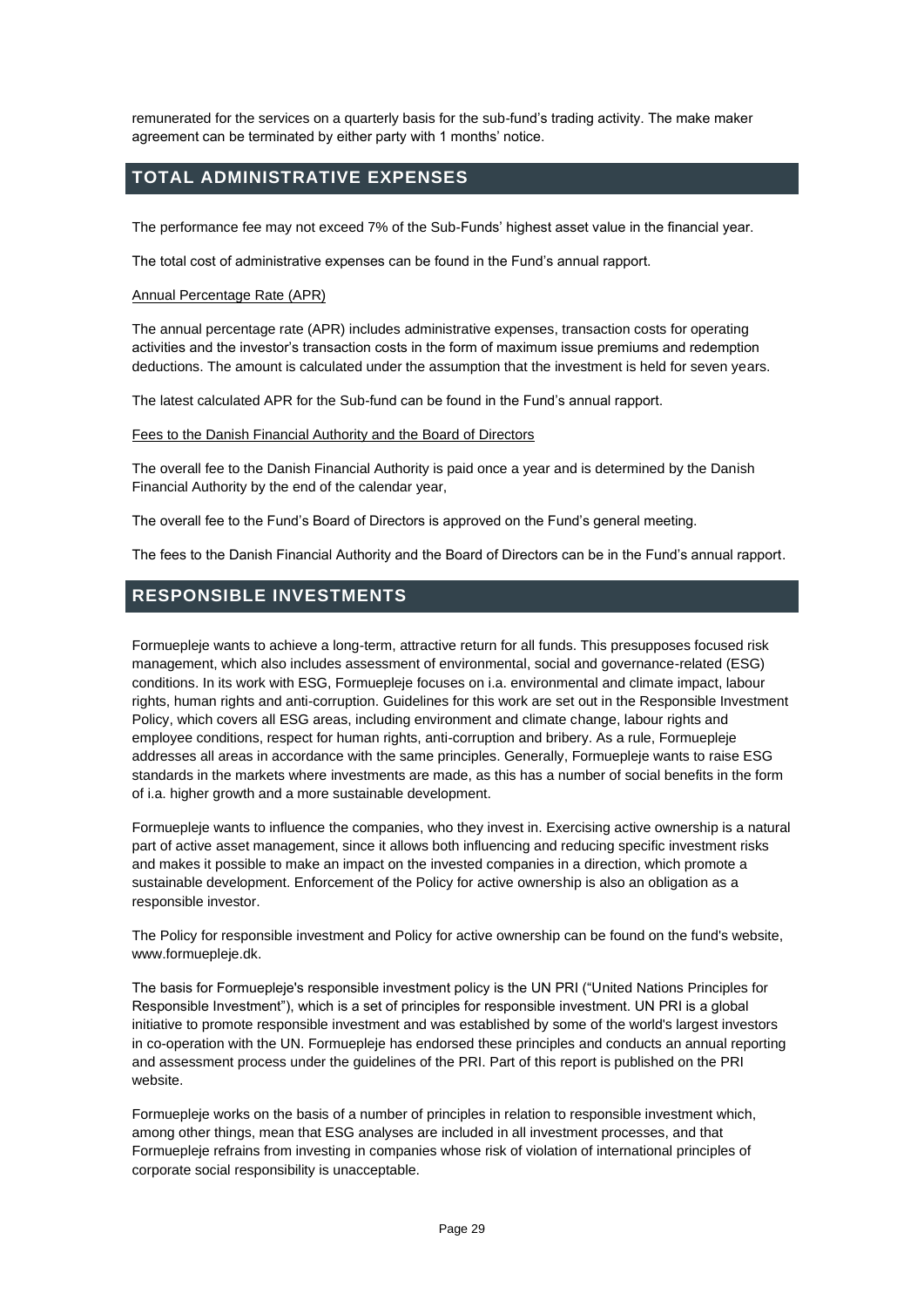remunerated for the services on a quarterly basis for the sub-fund's trading activity. The make maker agreement can be terminated by either party with 1 months' notice.

## TOTAL ADMINISTRATIVE EXPENSES

The performance fee may not exceed 7% of the Sub-Funds' highest asset value in the financial year.

The total cost of administrative expenses can be found in the Fund's annual rapport.

Annual Percentage Rate (APR)

The annual percentage rate (APR) includes administrative expenses, transaction costs for operating activities and the investor's transaction costs in the form of maximum issue premiums and redemption deductions. The amount is calculated under the assumption that the investment is held for seven years.

The latest calculated APR for the Sub-fund can be found in the Fund's annual rapport.

Fees to the Danish Financial Authority and the Board of Directors

The overall fee to the Danish Financial Authority is paid once a year and is determined by the Danish Financial Authority by the end of the calendar year,

The overall fee to the Fund's Board of Directors is approved on the Fund's general meeting.

The fees to the Danish Financial Authority and the Board of Directors can be in the Fund's annual rapport.

## RESPONSIBLE INVESTMENTS

Formuepleje wants to achieve a long-term, attractive return for all funds. This presupposes focused risk management, which also includes assessment of environmental, social and governance-related (ESG) conditions. In its work with ESG, Formuepleje focuses on i.a. environmental and climate impact, labour rights, human rights and anti-corruption. Guidelines for this work are set out in the Responsible Investment Policy, which covers all ESG areas, including environment and climate change, labour rights and employee conditions, respect for human rights, anti-corruption and bribery. As a rule, Formuepleje addresses all areas in accordance with the same principles. Generally, Formuepleje wants to raise ESG standards in the markets where investments are made, as this has a number of social benefits in the form of i.a. higher growth and a more sustainable development.

Formuepleje wants to influence the companies, who they invest in. Exercising active ownership is a natural part of active asset management, since it allows both influencing and reducing specific investment risks and makes it possible to make an impact on the invested companies in a direction, which promote a sustainable development. Enforcement of the Policy for active ownership is also an obligation as a responsible investor.

The Policy for responsible investment and Policy for active ownership can be found on the fund's website, www.formuepleje.dk.

The basis for Formuepleje's responsible investment policy is the UN PRI ("United Nations Principles for Responsible Investment"), which is a set of principles for responsible investment. UN PRI is a global initiative to promote responsible investment and was established by some of the world's largest investors in co-operation with the UN. Formuepleje has endorsed these principles and conducts an annual reporting and assessment process under the guidelines of the PRI. Part of this report is published on the PRI website.

Formuepleje works on the basis of a number of principles in relation to responsible investment which, among other things, mean that ESG analyses are included in all investment processes, and that Formuepleje refrains from investing in companies whose risk of violation of international principles of corporate social responsibility is unacceptable.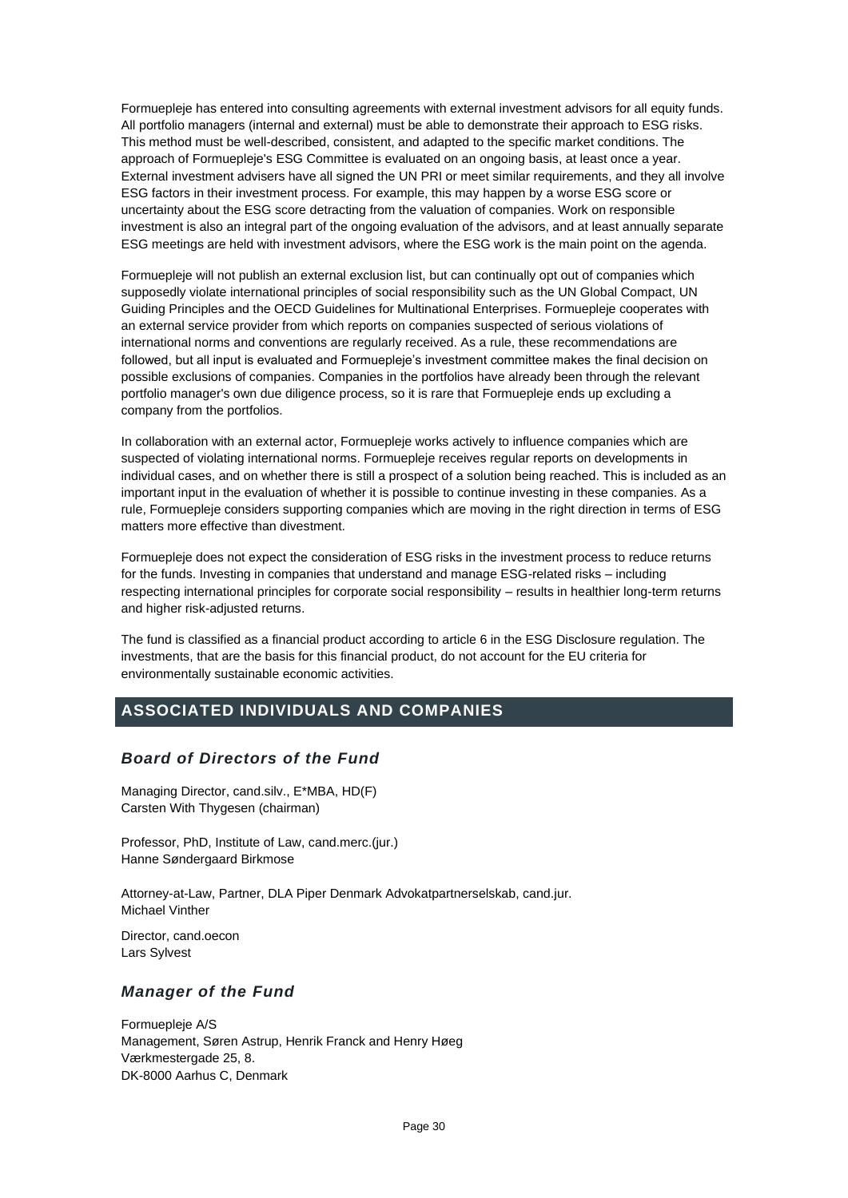Formuepleje has entered into consulting agreements with external investment advisors for all equity funds. All portfolio managers (internal and external) must be able to demonstrate their approach to ESG risks. This method must be well-described, consistent, and adapted to the specific market conditions. The approach of Formuepleje's ESG Committee is evaluated on an ongoing basis, at least once a year. External investment advisers have all signed the UN PRI or meet similar requirements, and they all involve ESG factors in their investment process. For example, this may happen by a worse ESG score or uncertainty about the ESG score detracting from the valuation of companies. Work on responsible investment is also an integral part of the ongoing evaluation of the advisors, and at least annually separate ESG meetings are held with investment advisors, where the ESG work is the main point on the agenda.

Formuepleje will not publish an external exclusion list, but can continually opt out of companies which supposedly violate international principles of social responsibility such as the UN Global Compact, UN Guiding Principles and the OECD Guidelines for Multinational Enterprises. Formuepleje cooperates with an external service provider from which reports on companies suspected of serious violations of international norms and conventions are regularly received. As a rule, these recommendations are followed, but all input is evaluated and Formuepleje's investment committee makes the final decision on possible exclusions of companies. Companies in the portfolios have already been through the relevant portfolio manager's own due diligence process, so it is rare that Formuepleje ends up excluding a company from the portfolios.

In collaboration with an external actor, Formuepleje works actively to influence companies which are suspected of violating international norms. Formuepleje receives regular reports on developments in individual cases, and on whether there is still a prospect of a solution being reached. This is included as an important input in the evaluation of whether it is possible to continue investing in these companies. As a rule, Formuepleje considers supporting companies which are moving in the right direction in terms of ESG matters more effective than divestment.

Formuepleje does not expect the consideration of ESG risks in the investment process to reduce returns for the funds. Investing in companies that understand and manage ESG-related risks – including respecting international principles for corporate social responsibility – results in healthier long-term returns and higher risk-adjusted returns.

The fund is classified as a financial product according to article 6 in the ESG Disclosure regulation. The investments, that are the basis for this financial product, do not account for the EU criteria for environmentally sustainable economic activities.

## ASSOCIATED INDIVIDUALS AND COMPANIES

### *Board of Directors of the Fund*

Managing Director, cand.silv., E*MBA, HD(F)
Carsten With Thygesen (chairman)

Professor, PhD, Institute of Law, cand.merc.(jur.)
Hanne Søndergaard Birkmose

Attorney-at-Law, Partner, DLA Piper Denmark Advokatpartnerselskab, cand.jur.
Michael Vinther

Director, cand.oecon
Lars Sylvest

### *Manager of the Fund*

Formuepleje A/S
Management, Søren Astrup, Henrik Franck and Henry Høeg
Værkmestergade 25, 8.
DK-8000 Aarhus C, Denmark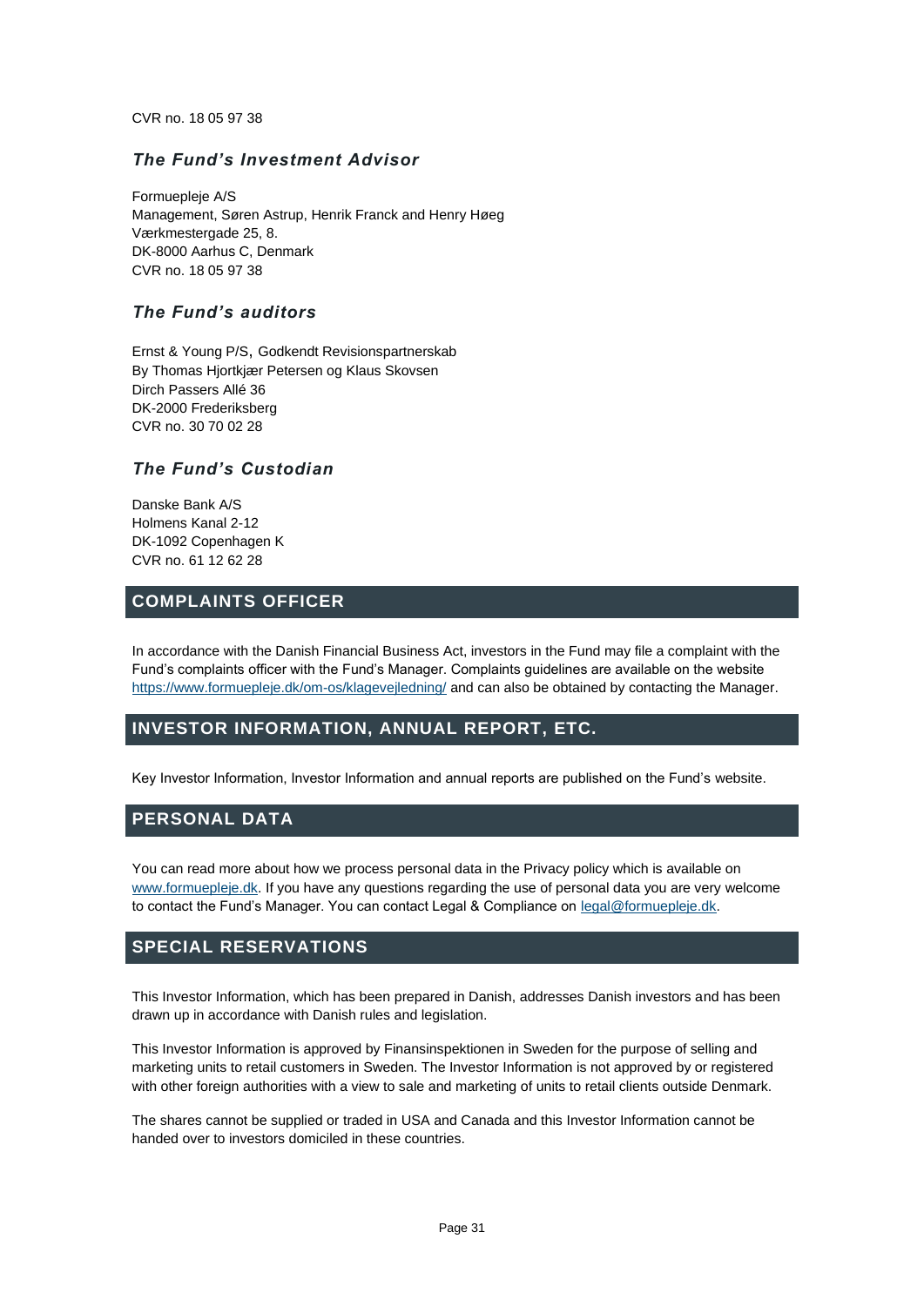CVR no. 18 05 97 38

### *The Fund's Investment Advisor*

Formuepleje A/S
Management, Søren Astrup, Henrik Franck and Henry Høeg
Værkmestergade 25, 8.
DK-8000 Aarhus C, Denmark
CVR no. 18 05 97 38

### *The Fund's auditors*

Ernst & Young P/S, Godkendt Revisionspartnerskab
By Thomas Hjortkjær Petersen og Klaus Skovsen
Dirch Passers Allé 36
DK-2000 Frederiksberg
CVR no. 30 70 02 28

### *The Fund's Custodian*

Danske Bank A/S
Holmens Kanal 2-12
DK-1092 Copenhagen K
CVR no. 61 12 62 28

## COMPLAINTS OFFICER

In accordance with the Danish Financial Business Act, investors in the Fund may file a complaint with the Fund's complaints officer with the Fund's Manager. Complaints guidelines are available on the website https://www.formuepleje.dk/om-os/klagevejledning/ and can also be obtained by contacting the Manager.

## INVESTOR INFORMATION, ANNUAL REPORT, ETC.

Key Investor Information, Investor Information and annual reports are published on the Fund's website.

## PERSONAL DATA

You can read more about how we process personal data in the Privacy policy which is available on www.formuepleje.dk. If you have any questions regarding the use of personal data you are very welcome to contact the Fund's Manager. You can contact Legal & Compliance on legal@formuepleje.dk.

## SPECIAL RESERVATIONS

This Investor Information, which has been prepared in Danish, addresses Danish investors and has been drawn up in accordance with Danish rules and legislation.

This Investor Information is approved by Finansinspektionen in Sweden for the purpose of selling and marketing units to retail customers in Sweden. The Investor Information is not approved by or registered with other foreign authorities with a view to sale and marketing of units to retail clients outside Denmark.

The shares cannot be supplied or traded in USA and Canada and this Investor Information cannot be handed over to investors domiciled in these countries.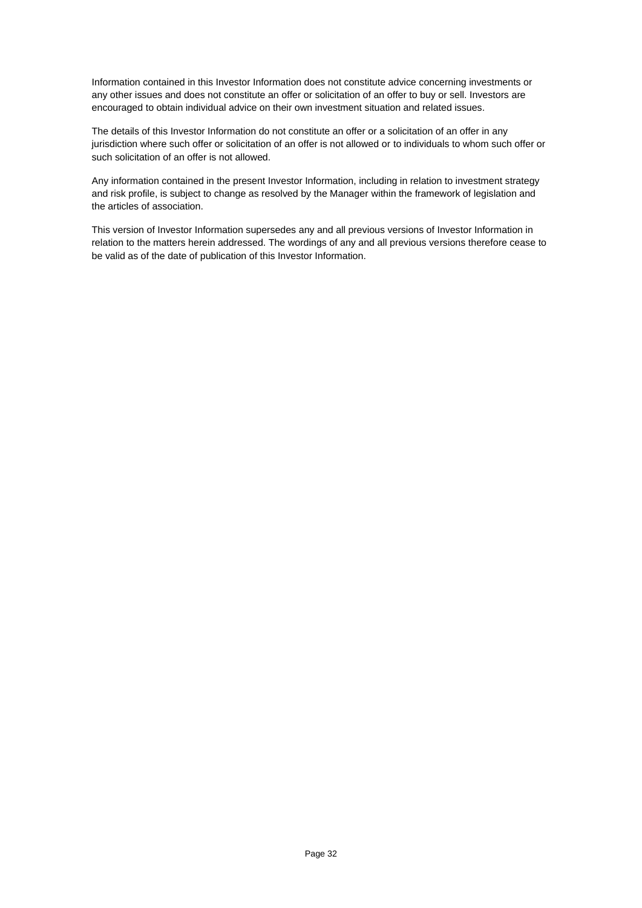Information contained in this Investor Information does not constitute advice concerning investments or any other issues and does not constitute an offer or solicitation of an offer to buy or sell. Investors are encouraged to obtain individual advice on their own investment situation and related issues.

The details of this Investor Information do not constitute an offer or a solicitation of an offer in any jurisdiction where such offer or solicitation of an offer is not allowed or to individuals to whom such offer or such solicitation of an offer is not allowed.

Any information contained in the present Investor Information, including in relation to investment strategy and risk profile, is subject to change as resolved by the Manager within the framework of legislation and the articles of association.

This version of Investor Information supersedes any and all previous versions of Investor Information in relation to the matters herein addressed. The wordings of any and all previous versions therefore cease to be valid as of the date of publication of this Investor Information.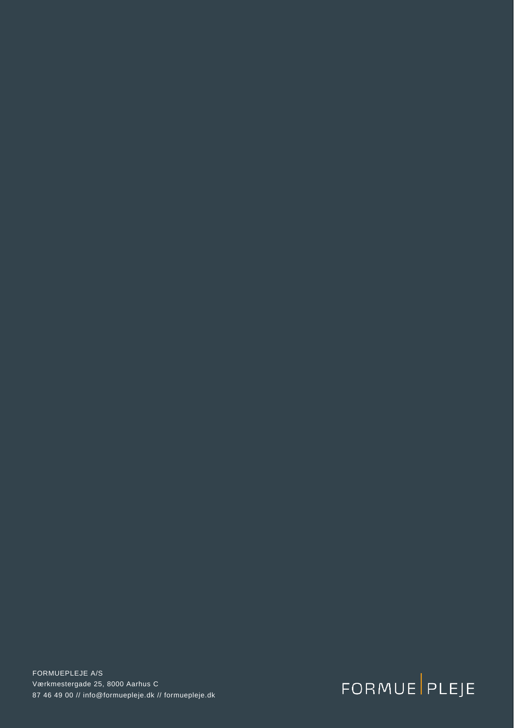FORMUEPLEJE A/S
Værkmestergade 25, 8000 Aarhus C
87 46 49 00 // info@formuepleje.dk // formuepleje.dk

FORMUE PLEJE